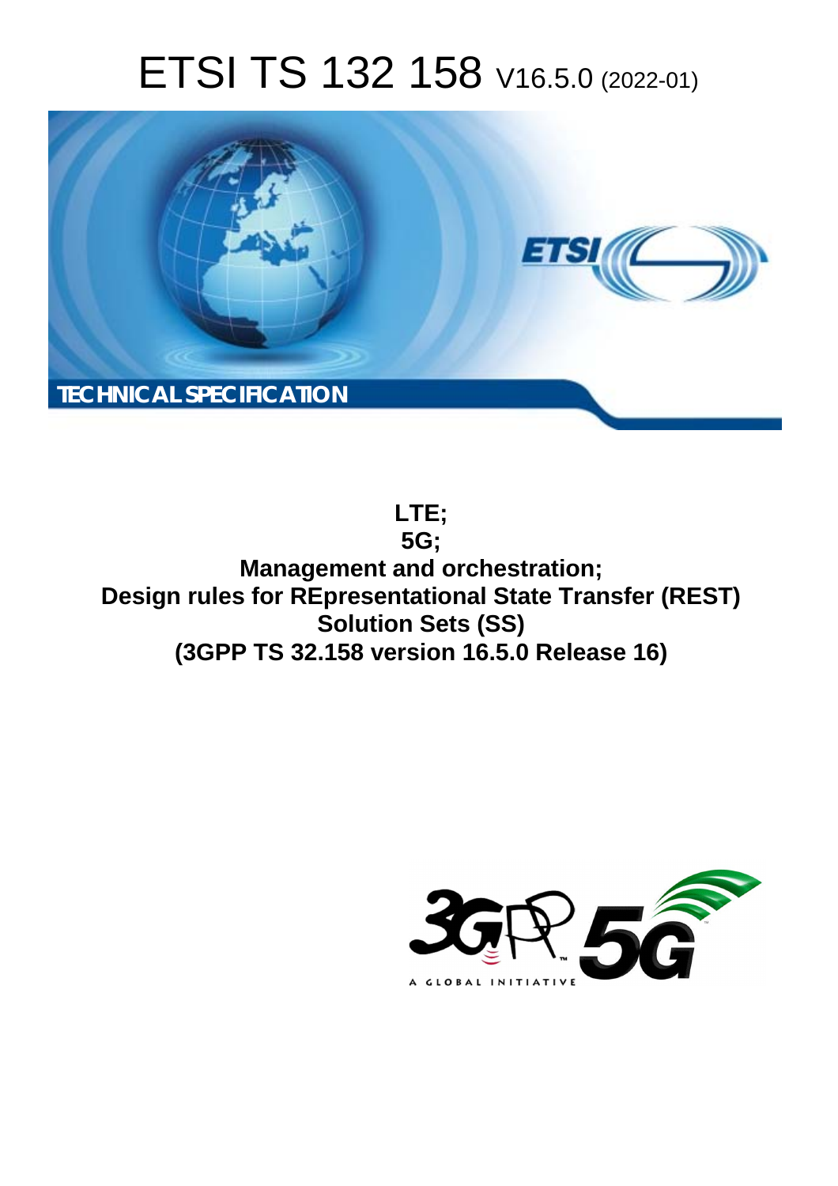# ETSI TS 132 158 V16.5.0 (2022-01)

TECHNICAL SPECIFICATION

**LTE;**
**5G;**
**Management and orchestration;**
**Design rules for REpresentational State Transfer (REST) Solution Sets (SS)**
**(3GPP TS 32.158 version 16.5.0 Release 16)**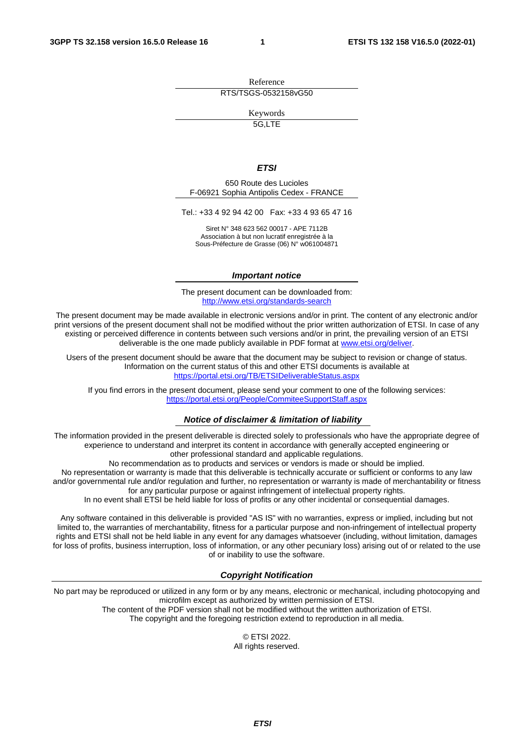Reference

RTS/TSGS-0532158vG50

Keywords

5G,LTE

***ETSI***

650 Route des Lucioles
F-06921 Sophia Antipolis Cedex - FRANCE

Tel.: +33 4 92 94 42 00   Fax: +33 4 93 65 47 16

Siret N° 348 623 562 00017 - APE 7112B
Association à but non lucratif enregistrée à la
Sous-Préfecture de Grasse (06) N° w061004871

***Important notice***

The present document can be downloaded from:
http://www.etsi.org/standards-search

The present document may be made available in electronic versions and/or in print. The content of any electronic and/or print versions of the present document shall not be modified without the prior written authorization of ETSI. In case of any existing or perceived difference in contents between such versions and/or in print, the prevailing version of an ETSI deliverable is the one made publicly available in PDF format at www.etsi.org/deliver.

Users of the present document should be aware that the document may be subject to revision or change of status. Information on the current status of this and other ETSI documents is available at https://portal.etsi.org/TB/ETSIDeliverableStatus.aspx

If you find errors in the present document, please send your comment to one of the following services:
https://portal.etsi.org/People/CommiteeSupportStaff.aspx

***Notice of disclaimer & limitation of liability***

The information provided in the present deliverable is directed solely to professionals who have the appropriate degree of experience to understand and interpret its content in accordance with generally accepted engineering or other professional standard and applicable regulations.
No recommendation as to products and services or vendors is made or should be implied.
No representation or warranty is made that this deliverable is technically accurate or sufficient or conforms to any law and/or governmental rule and/or regulation and further, no representation or warranty is made of merchantability or fitness for any particular purpose or against infringement of intellectual property rights.
In no event shall ETSI be held liable for loss of profits or any other incidental or consequential damages.

Any software contained in this deliverable is provided "AS IS" with no warranties, express or implied, including but not limited to, the warranties of merchantability, fitness for a particular purpose and non-infringement of intellectual property rights and ETSI shall not be held liable in any event for any damages whatsoever (including, without limitation, damages for loss of profits, business interruption, loss of information, or any other pecuniary loss) arising out of or related to the use of or inability to use the software.

***Copyright Notification***

No part may be reproduced or utilized in any form or by any means, electronic or mechanical, including photocopying and microfilm except as authorized by written permission of ETSI.
The content of the PDF version shall not be modified without the written authorization of ETSI.
The copyright and the foregoing restriction extend to reproduction in all media.

© ETSI 2022.
All rights reserved.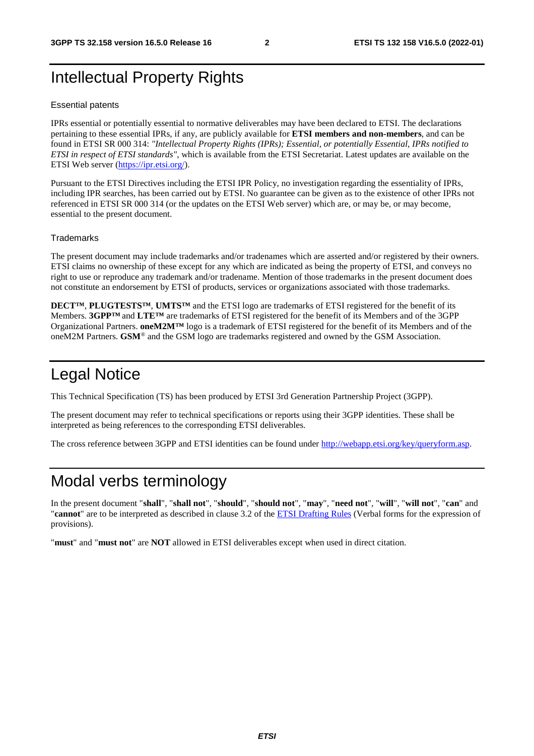# Intellectual Property Rights

### Essential patents

IPRs essential or potentially essential to normative deliverables may have been declared to ETSI. The declarations pertaining to these essential IPRs, if any, are publicly available for **ETSI members and non-members**, and can be found in ETSI SR 000 314: *"Intellectual Property Rights (IPRs); Essential, or potentially Essential, IPRs notified to ETSI in respect of ETSI standards"*, which is available from the ETSI Secretariat. Latest updates are available on the ETSI Web server (https://ipr.etsi.org/).

Pursuant to the ETSI Directives including the ETSI IPR Policy, no investigation regarding the essentiality of IPRs, including IPR searches, has been carried out by ETSI. No guarantee can be given as to the existence of other IPRs not referenced in ETSI SR 000 314 (or the updates on the ETSI Web server) which are, or may be, or may become, essential to the present document.

### Trademarks

The present document may include trademarks and/or tradenames which are asserted and/or registered by their owners. ETSI claims no ownership of these except for any which are indicated as being the property of ETSI, and conveys no right to use or reproduce any trademark and/or tradename. Mention of those trademarks in the present document does not constitute an endorsement by ETSI of products, services or organizations associated with those trademarks.

**DECT™**, **PLUGTESTS™**, **UMTS™** and the ETSI logo are trademarks of ETSI registered for the benefit of its Members. **3GPP™** and **LTE™** are trademarks of ETSI registered for the benefit of its Members and of the 3GPP Organizational Partners. **oneM2M™** logo is a trademark of ETSI registered for the benefit of its Members and of the oneM2M Partners. **GSM**® and the GSM logo are trademarks registered and owned by the GSM Association.

# Legal Notice

This Technical Specification (TS) has been produced by ETSI 3rd Generation Partnership Project (3GPP).

The present document may refer to technical specifications or reports using their 3GPP identities. These shall be interpreted as being references to the corresponding ETSI deliverables.

The cross reference between 3GPP and ETSI identities can be found under http://webapp.etsi.org/key/queryform.asp.

# Modal verbs terminology

In the present document "**shall**", "**shall not**", "**should**", "**should not**", "**may**", "**need not**", "**will**", "**will not**", "**can**" and "**cannot**" are to be interpreted as described in clause 3.2 of the ETSI Drafting Rules (Verbal forms for the expression of provisions).

"**must**" and "**must not**" are **NOT** allowed in ETSI deliverables except when used in direct citation.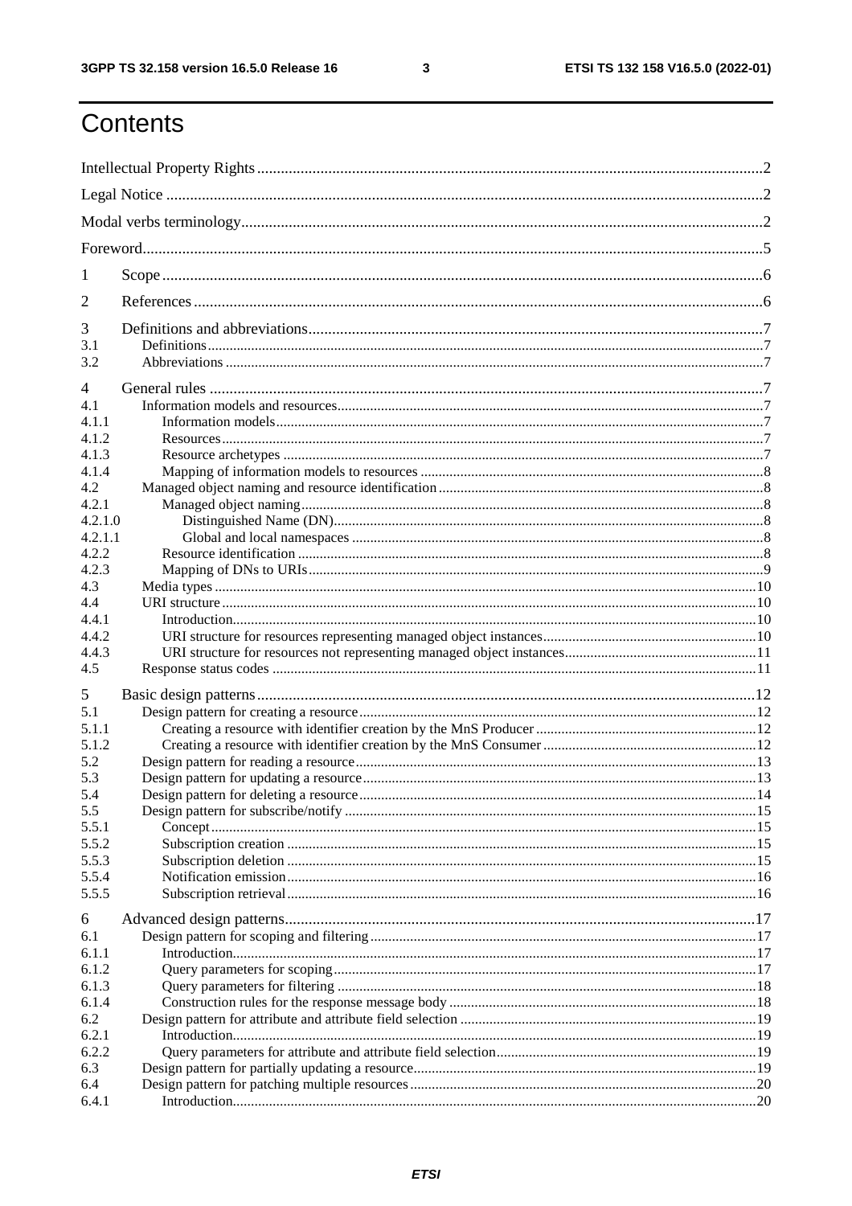# Contents

Intellectual Property Rights ..... 2
Legal Notice ..... 2
Modal verbs terminology ..... 2
Foreword ..... 5
1 Scope ..... 6
2 References ..... 6
3 Definitions and abbreviations ..... 7
3.1 Definitions ..... 7
3.2 Abbreviations ..... 7
4 General rules ..... 7
4.1 Information models and resources ..... 7
4.1.1 Information models ..... 7
4.1.2 Resources ..... 7
4.1.3 Resource archetypes ..... 7
4.1.4 Mapping of information models to resources ..... 8
4.2 Managed object naming and resource identification ..... 8
4.2.1 Managed object naming ..... 8
4.2.1.0 Distinguished Name (DN) ..... 8
4.2.1.1 Global and local namespaces ..... 8
4.2.2 Resource identification ..... 8
4.2.3 Mapping of DNs to URIs ..... 9
4.3 Media types ..... 10
4.4 URI structure ..... 10
4.4.1 Introduction ..... 10
4.4.2 URI structure for resources representing managed object instances ..... 10
4.4.3 URI structure for resources not representing managed object instances ..... 11
4.5 Response status codes ..... 11
5 Basic design patterns ..... 12
5.1 Design pattern for creating a resource ..... 12
5.1.1 Creating a resource with identifier creation by the MnS Producer ..... 12
5.1.2 Creating a resource with identifier creation by the MnS Consumer ..... 12
5.2 Design pattern for reading a resource ..... 13
5.3 Design pattern for updating a resource ..... 13
5.4 Design pattern for deleting a resource ..... 14
5.5 Design pattern for subscribe/notify ..... 15
5.5.1 Concept ..... 15
5.5.2 Subscription creation ..... 15
5.5.3 Subscription deletion ..... 15
5.5.4 Notification emission ..... 16
5.5.5 Subscription retrieval ..... 16
6 Advanced design patterns ..... 17
6.1 Design pattern for scoping and filtering ..... 17
6.1.1 Introduction ..... 17
6.1.2 Query parameters for scoping ..... 17
6.1.3 Query parameters for filtering ..... 18
6.1.4 Construction rules for the response message body ..... 18
6.2 Design pattern for attribute and attribute field selection ..... 19
6.2.1 Introduction ..... 19
6.2.2 Query parameters for attribute and attribute field selection ..... 19
6.3 Design pattern for partially updating a resource ..... 19
6.4 Design pattern for patching multiple resources ..... 20
6.4.1 Introduction ..... 20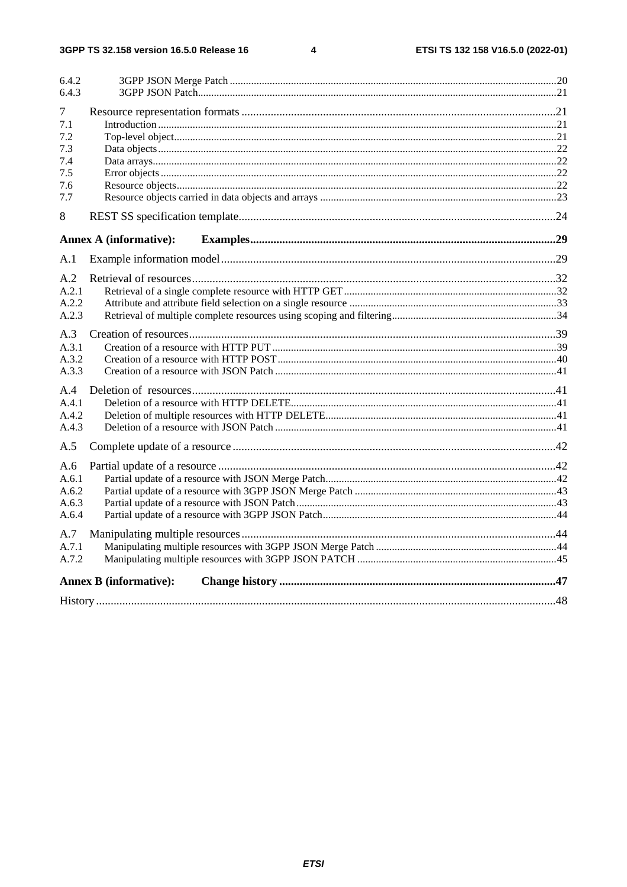6.4.2 3GPP JSON Merge Patch .......... 20
6.4.3 3GPP JSON Patch .......... 21

7 Resource representation formats .......... 21
7.1 Introduction .......... 21
7.2 Top-level object .......... 21
7.3 Data objects .......... 22
7.4 Data arrays .......... 22
7.5 Error objects .......... 22
7.6 Resource objects .......... 22
7.7 Resource objects carried in data objects and arrays .......... 23

8 REST SS specification template .......... 24

**Annex A (informative): Examples .......... 29**

A.1 Example information model .......... 29

A.2 Retrieval of resources .......... 32
A.2.1 Retrieval of a single complete resource with HTTP GET .......... 32
A.2.2 Attribute and attribute field selection on a single resource .......... 33
A.2.3 Retrieval of multiple complete resources using scoping and filtering .......... 34

A.3 Creation of resources .......... 39
A.3.1 Creation of a resource with HTTP PUT .......... 39
A.3.2 Creation of a resource with HTTP POST .......... 40
A.3.3 Creation of a resource with JSON Patch .......... 41

A.4 Deletion of resources .......... 41
A.4.1 Deletion of a resource with HTTP DELETE .......... 41
A.4.2 Deletion of multiple resources with HTTP DELETE .......... 41
A.4.3 Deletion of a resource with JSON Patch .......... 41

A.5 Complete update of a resource .......... 42

A.6 Partial update of a resource .......... 42
A.6.1 Partial update of a resource with JSON Merge Patch .......... 42
A.6.2 Partial update of a resource with 3GPP JSON Merge Patch .......... 43
A.6.3 Partial update of a resource with JSON Patch .......... 43
A.6.4 Partial update of a resource with 3GPP JSON Patch .......... 44

A.7 Manipulating multiple resources .......... 44
A.7.1 Manipulating multiple resources with 3GPP JSON Merge Patch .......... 44
A.7.2 Manipulating multiple resources with 3GPP JSON PATCH .......... 45

**Annex B (informative): Change history .......... 47**

History .......... 48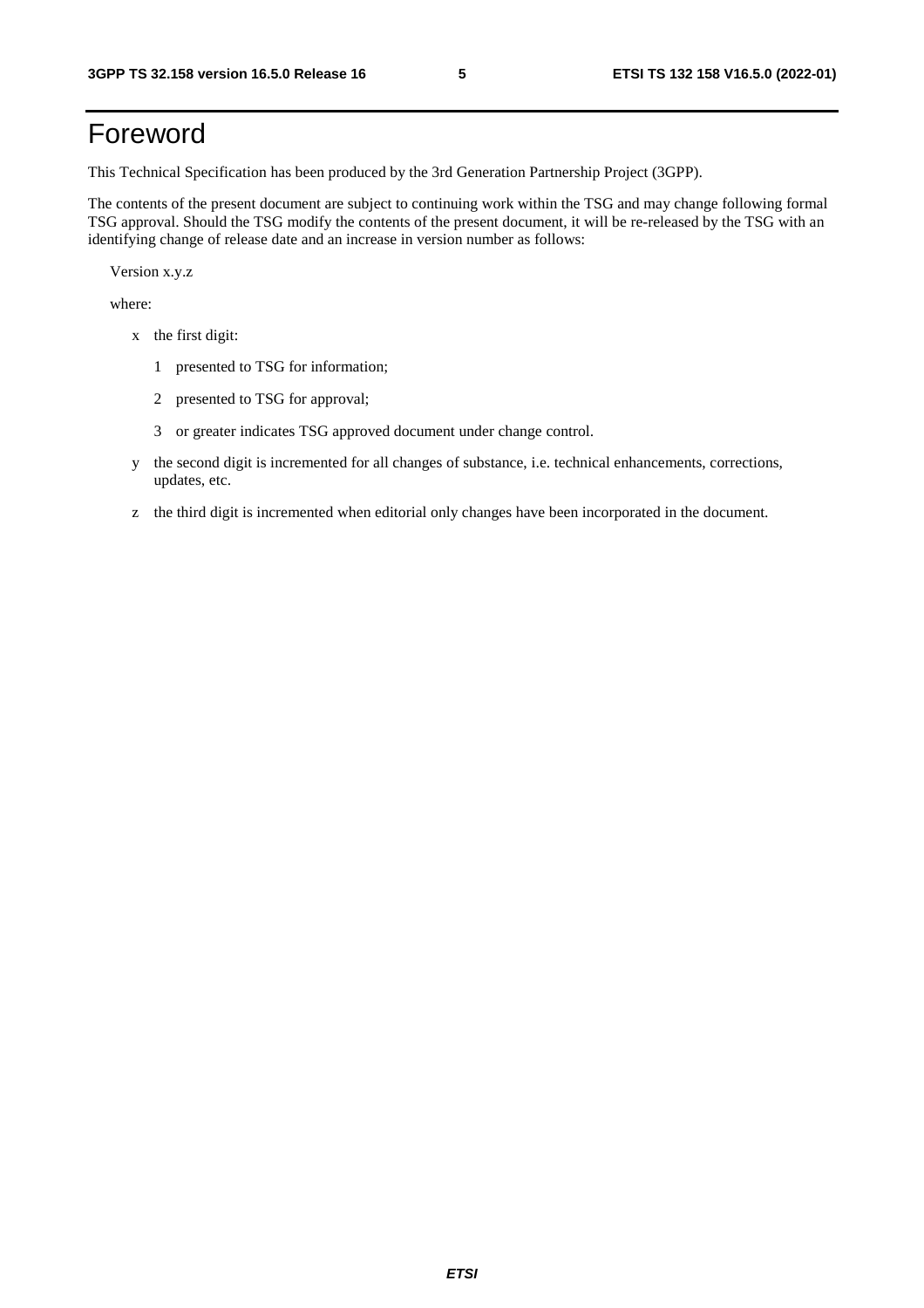# Foreword

This Technical Specification has been produced by the 3rd Generation Partnership Project (3GPP).

The contents of the present document are subject to continuing work within the TSG and may change following formal TSG approval. Should the TSG modify the contents of the present document, it will be re-released by the TSG with an identifying change of release date and an increase in version number as follows:

Version x.y.z

where:

- x the first digit:
  - 1 presented to TSG for information;
  - 2 presented to TSG for approval;
  - 3 or greater indicates TSG approved document under change control.
- y the second digit is incremented for all changes of substance, i.e. technical enhancements, corrections, updates, etc.
- z the third digit is incremented when editorial only changes have been incorporated in the document.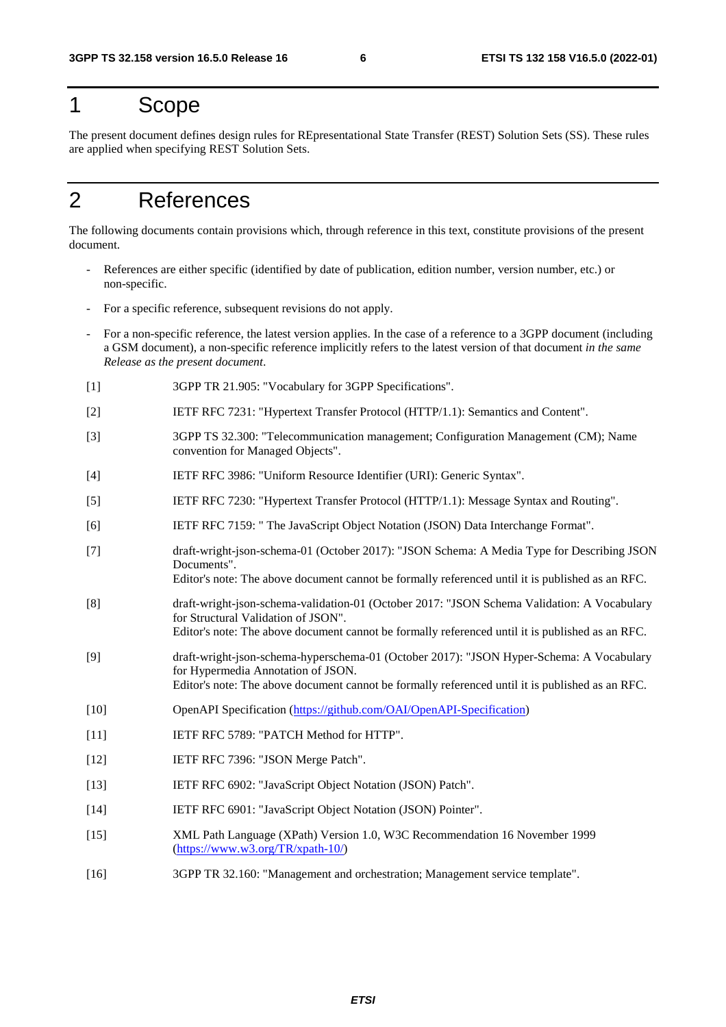# 1 Scope

The present document defines design rules for REpresentational State Transfer (REST) Solution Sets (SS). These rules are applied when specifying REST Solution Sets.

# 2 References

The following documents contain provisions which, through reference in this text, constitute provisions of the present document.

- References are either specific (identified by date of publication, edition number, version number, etc.) or non-specific.
- For a specific reference, subsequent revisions do not apply.
- For a non-specific reference, the latest version applies. In the case of a reference to a 3GPP document (including a GSM document), a non-specific reference implicitly refers to the latest version of that document *in the same Release as the present document*.

[1] 3GPP TR 21.905: "Vocabulary for 3GPP Specifications".

[2] IETF RFC 7231: "Hypertext Transfer Protocol (HTTP/1.1): Semantics and Content".

[3] 3GPP TS 32.300: "Telecommunication management; Configuration Management (CM); Name convention for Managed Objects".

[4] IETF RFC 3986: "Uniform Resource Identifier (URI): Generic Syntax".

[5] IETF RFC 7230: "Hypertext Transfer Protocol (HTTP/1.1): Message Syntax and Routing".

[6] IETF RFC 7159: " The JavaScript Object Notation (JSON) Data Interchange Format".

[7] draft-wright-json-schema-01 (October 2017): "JSON Schema: A Media Type for Describing JSON Documents".
Editor's note: The above document cannot be formally referenced until it is published as an RFC.

[8] draft-wright-json-schema-validation-01 (October 2017: "JSON Schema Validation: A Vocabulary for Structural Validation of JSON".
Editor's note: The above document cannot be formally referenced until it is published as an RFC.

[9] draft-wright-json-schema-hyperschema-01 (October 2017): "JSON Hyper-Schema: A Vocabulary for Hypermedia Annotation of JSON.
Editor's note: The above document cannot be formally referenced until it is published as an RFC.

[10] OpenAPI Specification (https://github.com/OAI/OpenAPI-Specification)

[11] IETF RFC 5789: "PATCH Method for HTTP".

[12] IETF RFC 7396: "JSON Merge Patch".

[13] IETF RFC 6902: "JavaScript Object Notation (JSON) Patch".

[14] IETF RFC 6901: "JavaScript Object Notation (JSON) Pointer".

[15] XML Path Language (XPath) Version 1.0, W3C Recommendation 16 November 1999 (https://www.w3.org/TR/xpath-10/)

[16] 3GPP TR 32.160: "Management and orchestration; Management service template".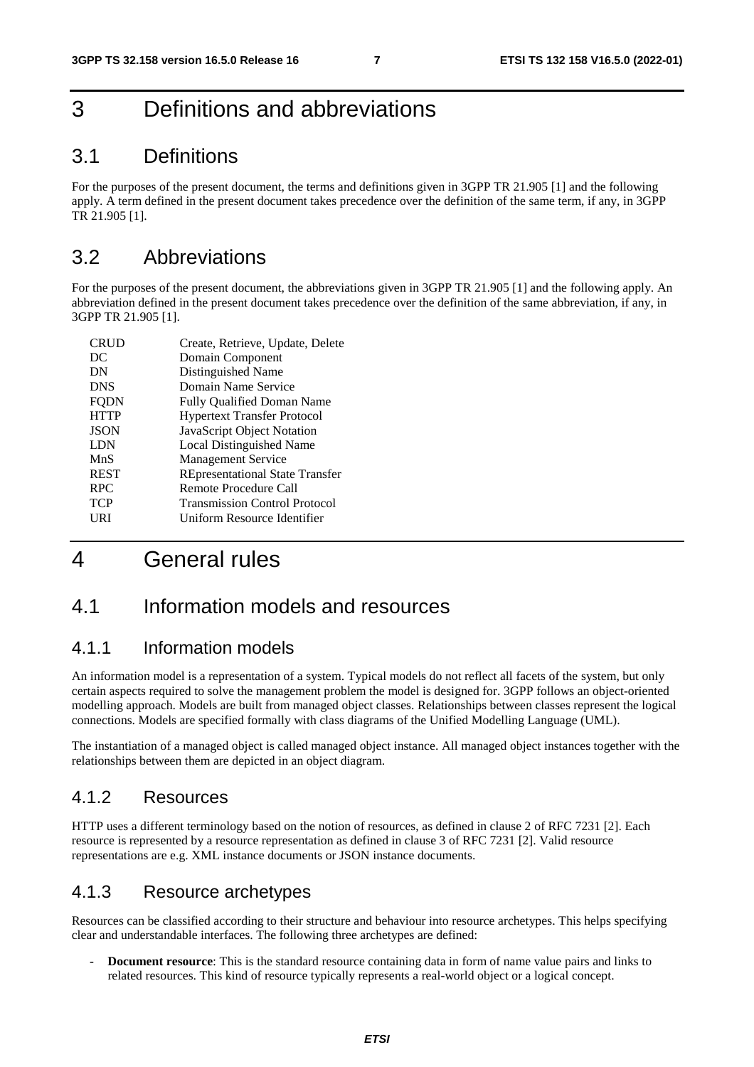# 3 Definitions and abbreviations

## 3.1 Definitions

For the purposes of the present document, the terms and definitions given in 3GPP TR 21.905 [1] and the following apply. A term defined in the present document takes precedence over the definition of the same term, if any, in 3GPP TR 21.905 [1].

## 3.2 Abbreviations

For the purposes of the present document, the abbreviations given in 3GPP TR 21.905 [1] and the following apply. An abbreviation defined in the present document takes precedence over the definition of the same abbreviation, if any, in 3GPP TR 21.905 [1].

| | |
|---|---|
| CRUD | Create, Retrieve, Update, Delete |
| DC | Domain Component |
| DN | Distinguished Name |
| DNS | Domain Name Service |
| FQDN | Fully Qualified Doman Name |
| HTTP | Hypertext Transfer Protocol |
| JSON | JavaScript Object Notation |
| LDN | Local Distinguished Name |
| MnS | Management Service |
| REST | REpresentational State Transfer |
| RPC | Remote Procedure Call |
| TCP | Transmission Control Protocol |
| URI | Uniform Resource Identifier |

# 4 General rules

## 4.1 Information models and resources

### 4.1.1 Information models

An information model is a representation of a system. Typical models do not reflect all facets of the system, but only certain aspects required to solve the management problem the model is designed for. 3GPP follows an object-oriented modelling approach. Models are built from managed object classes. Relationships between classes represent the logical connections. Models are specified formally with class diagrams of the Unified Modelling Language (UML).

The instantiation of a managed object is called managed object instance. All managed object instances together with the relationships between them are depicted in an object diagram.

### 4.1.2 Resources

HTTP uses a different terminology based on the notion of resources, as defined in clause 2 of RFC 7231 [2]. Each resource is represented by a resource representation as defined in clause 3 of RFC 7231 [2]. Valid resource representations are e.g. XML instance documents or JSON instance documents.

### 4.1.3 Resource archetypes

Resources can be classified according to their structure and behaviour into resource archetypes. This helps specifying clear and understandable interfaces. The following three archetypes are defined:

- **Document resource**: This is the standard resource containing data in form of name value pairs and links to related resources. This kind of resource typically represents a real-world object or a logical concept.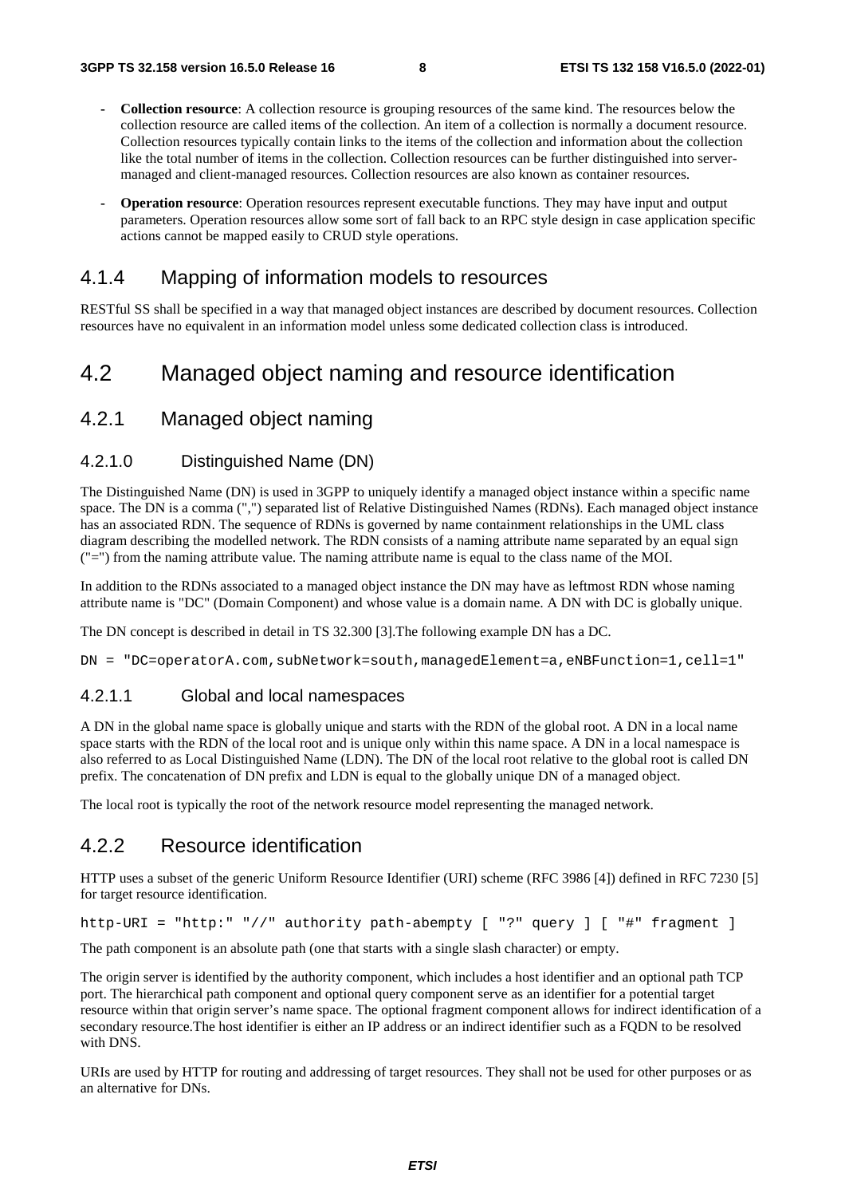- **Collection resource**: A collection resource is grouping resources of the same kind. The resources below the collection resource are called items of the collection. An item of a collection is normally a document resource. Collection resources typically contain links to the items of the collection and information about the collection like the total number of items in the collection. Collection resources can be further distinguished into server-managed and client-managed resources. Collection resources are also known as container resources.

- **Operation resource**: Operation resources represent executable functions. They may have input and output parameters. Operation resources allow some sort of fall back to an RPC style design in case application specific actions cannot be mapped easily to CRUD style operations.

### 4.1.4 Mapping of information models to resources

RESTful SS shall be specified in a way that managed object instances are described by document resources. Collection resources have no equivalent in an information model unless some dedicated collection class is introduced.

## 4.2 Managed object naming and resource identification

### 4.2.1 Managed object naming

#### 4.2.1.0 Distinguished Name (DN)

The Distinguished Name (DN) is used in 3GPP to uniquely identify a managed object instance within a specific name space. The DN is a comma (",") separated list of Relative Distinguished Names (RDNs). Each managed object instance has an associated RDN. The sequence of RDNs is governed by name containment relationships in the UML class diagram describing the modelled network. The RDN consists of a naming attribute name separated by an equal sign ("=") from the naming attribute value. The naming attribute name is equal to the class name of the MOI.

In addition to the RDNs associated to a managed object instance the DN may have as leftmost RDN whose naming attribute name is "DC" (Domain Component) and whose value is a domain name. A DN with DC is globally unique.

The DN concept is described in detail in TS 32.300 [3].The following example DN has a DC.

```
DN = "DC=operatorA.com,subNetwork=south,managedElement=a,eNBFunction=1,cell=1"
```

#### 4.2.1.1 Global and local namespaces

A DN in the global name space is globally unique and starts with the RDN of the global root. A DN in a local name space starts with the RDN of the local root and is unique only within this name space. A DN in a local namespace is also referred to as Local Distinguished Name (LDN). The DN of the local root relative to the global root is called DN prefix. The concatenation of DN prefix and LDN is equal to the globally unique DN of a managed object.

The local root is typically the root of the network resource model representing the managed network.

### 4.2.2 Resource identification

HTTP uses a subset of the generic Uniform Resource Identifier (URI) scheme (RFC 3986 [4]) defined in RFC 7230 [5] for target resource identification.

```
http-URI = "http:" "//" authority path-abempty [ "?" query ] [ "#" fragment ]
```

The path component is an absolute path (one that starts with a single slash character) or empty.

The origin server is identified by the authority component, which includes a host identifier and an optional path TCP port. The hierarchical path component and optional query component serve as an identifier for a potential target resource within that origin server's name space. The optional fragment component allows for indirect identification of a secondary resource.The host identifier is either an IP address or an indirect identifier such as a FQDN to be resolved with DNS.

URIs are used by HTTP for routing and addressing of target resources. They shall not be used for other purposes or as an alternative for DNs.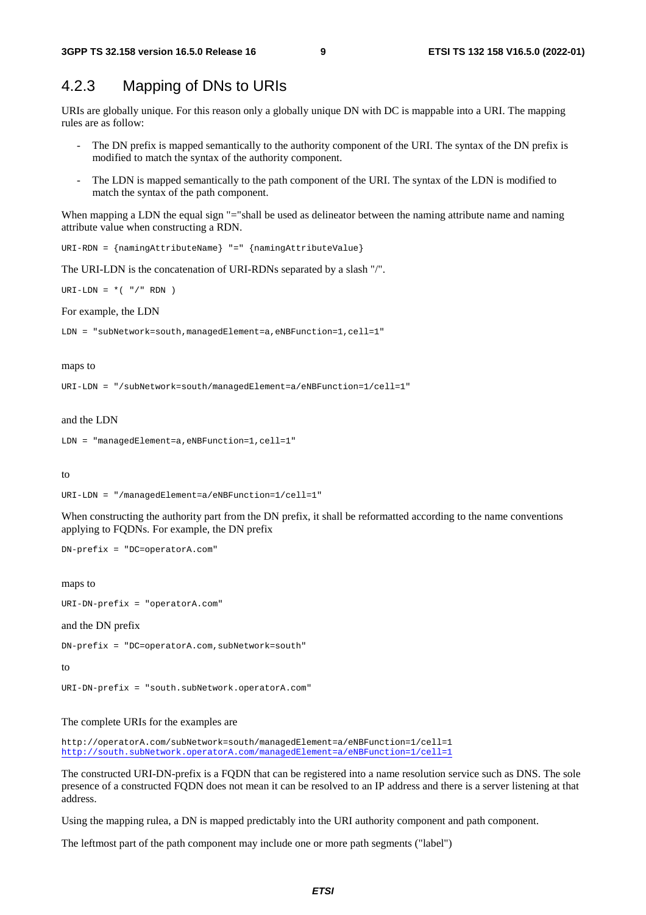### 4.2.3 Mapping of DNs to URIs

URIs are globally unique. For this reason only a globally unique DN with DC is mappable into a URI. The mapping rules are as follow:

- The DN prefix is mapped semantically to the authority component of the URI. The syntax of the DN prefix is modified to match the syntax of the authority component.
- The LDN is mapped semantically to the path component of the URI. The syntax of the LDN is modified to match the syntax of the path component.

When mapping a LDN the equal sign "="shall be used as delineator between the naming attribute name and naming attribute value when constructing a RDN.

```
URI-RDN = {namingAttributeName} "=" {namingAttributeValue}
```

The URI-LDN is the concatenation of URI-RDNs separated by a slash "/".

```
URI-LDN = *( "/" RDN )
```

For example, the LDN

```
LDN = "subNetwork=south,managedElement=a,eNBFunction=1,cell=1"
```

maps to

```
URI-LDN = "/subNetwork=south/managedElement=a/eNBFunction=1/cell=1"
```

and the LDN

```
LDN = "managedElement=a,eNBFunction=1,cell=1"
```

to

```
URI-LDN = "/managedElement=a/eNBFunction=1/cell=1"
```

When constructing the authority part from the DN prefix, it shall be reformatted according to the name conventions applying to FQDNs. For example, the DN prefix

```
DN-prefix = "DC=operatorA.com"
```

maps to

```
URI-DN-prefix = "operatorA.com"
```

and the DN prefix

```
DN-prefix = "DC=operatorA.com,subNetwork=south"
```

to

```
URI-DN-prefix = "south.subNetwork.operatorA.com"
```

The complete URIs for the examples are

```
http://operatorA.com/subNetwork=south/managedElement=a/eNBFunction=1/cell=1
http://south.subNetwork.operatorA.com/managedElement=a/eNBFunction=1/cell=1
```

The constructed URI-DN-prefix is a FQDN that can be registered into a name resolution service such as DNS. The sole presence of a constructed FQDN does not mean it can be resolved to an IP address and there is a server listening at that address.

Using the mapping rulea, a DN is mapped predictably into the URI authority component and path component.

The leftmost part of the path component may include one or more path segments ("label")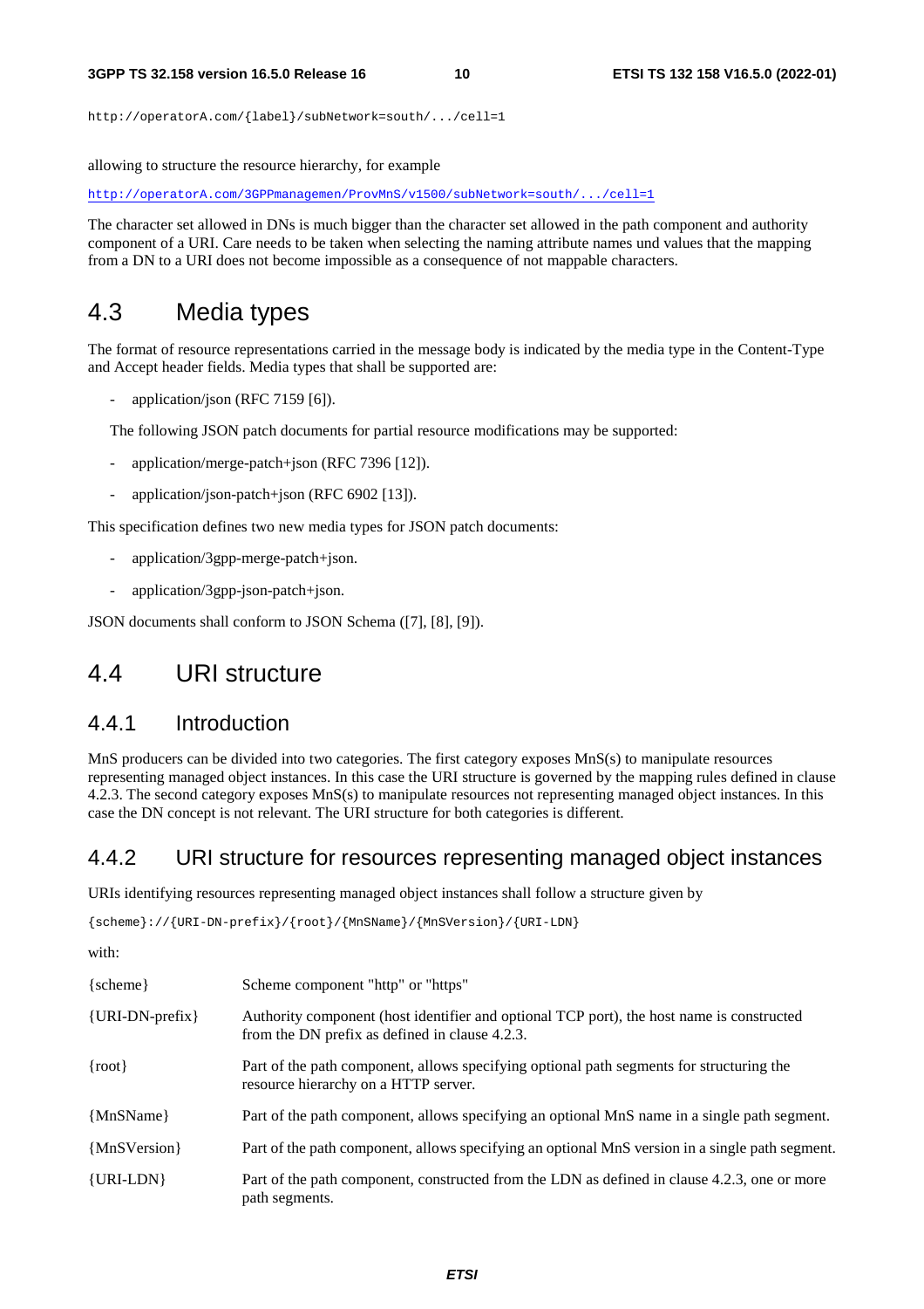```
http://operatorA.com/{label}/subNetwork=south/.../cell=1
```

allowing to structure the resource hierarchy, for example

```
http://operatorA.com/3GPPmanagemen/ProvMnS/v1500/subNetwork=south/.../cell=1
```

The character set allowed in DNs is much bigger than the character set allowed in the path component and authority component of a URI. Care needs to be taken when selecting the naming attribute names und values that the mapping from a DN to a URI does not become impossible as a consequence of not mappable characters.

## 4.3 Media types

The format of resource representations carried in the message body is indicated by the media type in the Content-Type and Accept header fields. Media types that shall be supported are:

- application/json (RFC 7159 [6]).

The following JSON patch documents for partial resource modifications may be supported:

- application/merge-patch+json (RFC 7396 [12]).
- application/json-patch+json (RFC 6902 [13]).

This specification defines two new media types for JSON patch documents:

- application/3gpp-merge-patch+json.
- application/3gpp-json-patch+json.

JSON documents shall conform to JSON Schema ([7], [8], [9]).

## 4.4 URI structure

### 4.4.1 Introduction

MnS producers can be divided into two categories. The first category exposes MnS(s) to manipulate resources representing managed object instances. In this case the URI structure is governed by the mapping rules defined in clause 4.2.3. The second category exposes MnS(s) to manipulate resources not representing managed object instances. In this case the DN concept is not relevant. The URI structure for both categories is different.

### 4.4.2 URI structure for resources representing managed object instances

URIs identifying resources representing managed object instances shall follow a structure given by

```
{scheme}://{URI-DN-prefix}/{root}/{MnSName}/{MnSVersion}/{URI-LDN}
```

with:

| | |
|---|---|
| {scheme} | Scheme component "http" or "https" |
| {URI-DN-prefix} | Authority component (host identifier and optional TCP port), the host name is constructed from the DN prefix as defined in clause 4.2.3. |
| {root} | Part of the path component, allows specifying optional path segments for structuring the resource hierarchy on a HTTP server. |
| {MnSName} | Part of the path component, allows specifying an optional MnS name in a single path segment. |
| {MnSVersion} | Part of the path component, allows specifying an optional MnS version in a single path segment. |
| {URI-LDN} | Part of the path component, constructed from the LDN as defined in clause 4.2.3, one or more path segments. |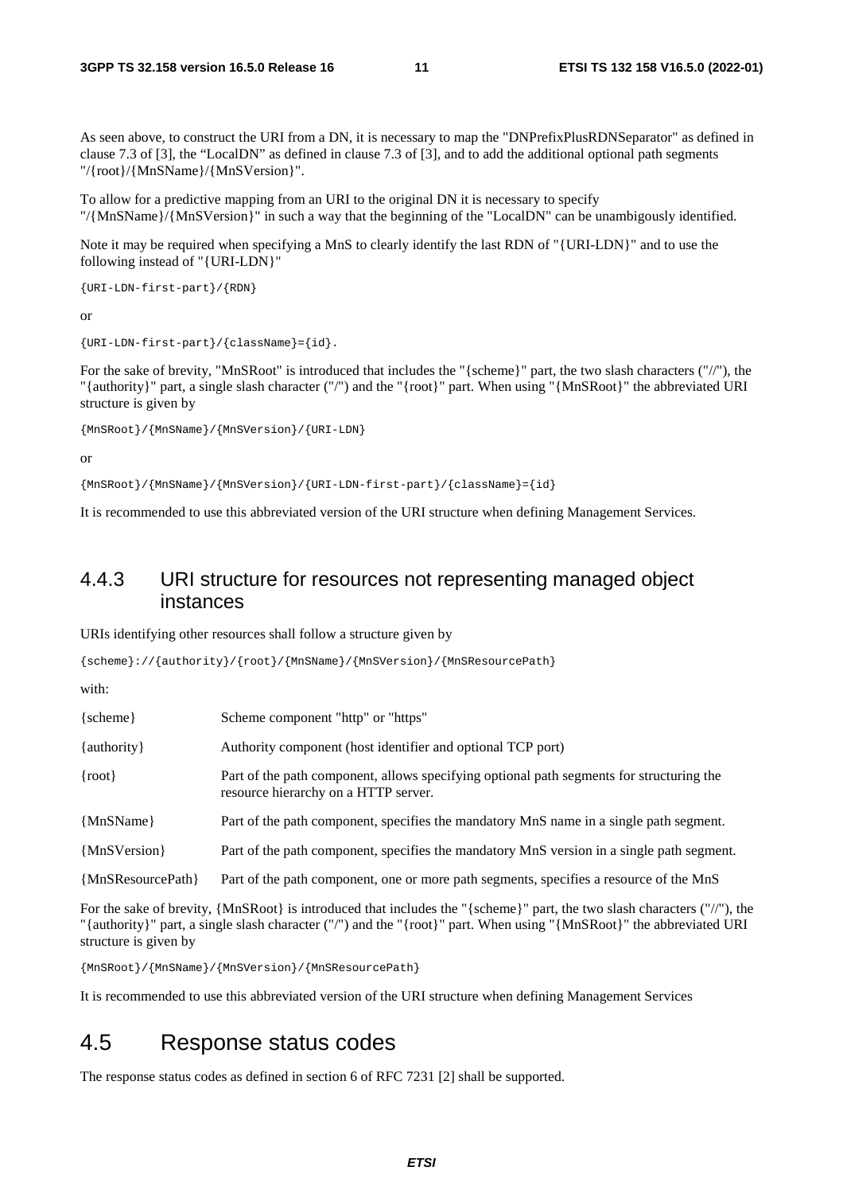As seen above, to construct the URI from a DN, it is necessary to map the "DNPrefixPlusRDNSeparator" as defined in clause 7.3 of [3], the "LocalDN" as defined in clause 7.3 of [3], and to add the additional optional path segments "/{root}/{MnSName}/{MnSVersion}".

To allow for a predictive mapping from an URI to the original DN it is necessary to specify "/{MnSName}/{MnSVersion}" in such a way that the beginning of the "LocalDN" can be unambigously identified.

Note it may be required when specifying a MnS to clearly identify the last RDN of "{URI-LDN}" and to use the following instead of "{URI-LDN}"

```
{URI-LDN-first-part}/{RDN}
```

or

```
{URI-LDN-first-part}/{className}={id}.
```

For the sake of brevity, "MnSRoot" is introduced that includes the "{scheme}" part, the two slash characters ("//"), the "{authority}" part, a single slash character ("/") and the "{root}" part. When using "{MnSRoot}" the abbreviated URI structure is given by

```
{MnSRoot}/{MnSName}/{MnSVersion}/{URI-LDN}
```

or

```
{MnSRoot}/{MnSName}/{MnSVersion}/{URI-LDN-first-part}/{className}={id}
```

It is recommended to use this abbreviated version of the URI structure when defining Management Services.

### 4.4.3 URI structure for resources not representing managed object instances

URIs identifying other resources shall follow a structure given by

```
{scheme}://{authority}/{root}/{MnSName}/{MnSVersion}/{MnSResourcePath}
```

with:

| | |
|---|---|
| {scheme} | Scheme component "http" or "https" |
| {authority} | Authority component (host identifier and optional TCP port) |
| {root} | Part of the path component, allows specifying optional path segments for structuring the resource hierarchy on a HTTP server. |
| {MnSName} | Part of the path component, specifies the mandatory MnS name in a single path segment. |
| {MnSVersion} | Part of the path component, specifies the mandatory MnS version in a single path segment. |
| {MnSResourcePath} | Part of the path component, one or more path segments, specifies a resource of the MnS |

For the sake of brevity, {MnSRoot} is introduced that includes the "{scheme}" part, the two slash characters ("//"), the "{authority}" part, a single slash character ("/") and the "{root}" part. When using "{MnSRoot}" the abbreviated URI structure is given by

```
{MnSRoot}/{MnSName}/{MnSVersion}/{MnSResourcePath}
```

It is recommended to use this abbreviated version of the URI structure when defining Management Services

## 4.5 Response status codes

The response status codes as defined in section 6 of RFC 7231 [2] shall be supported.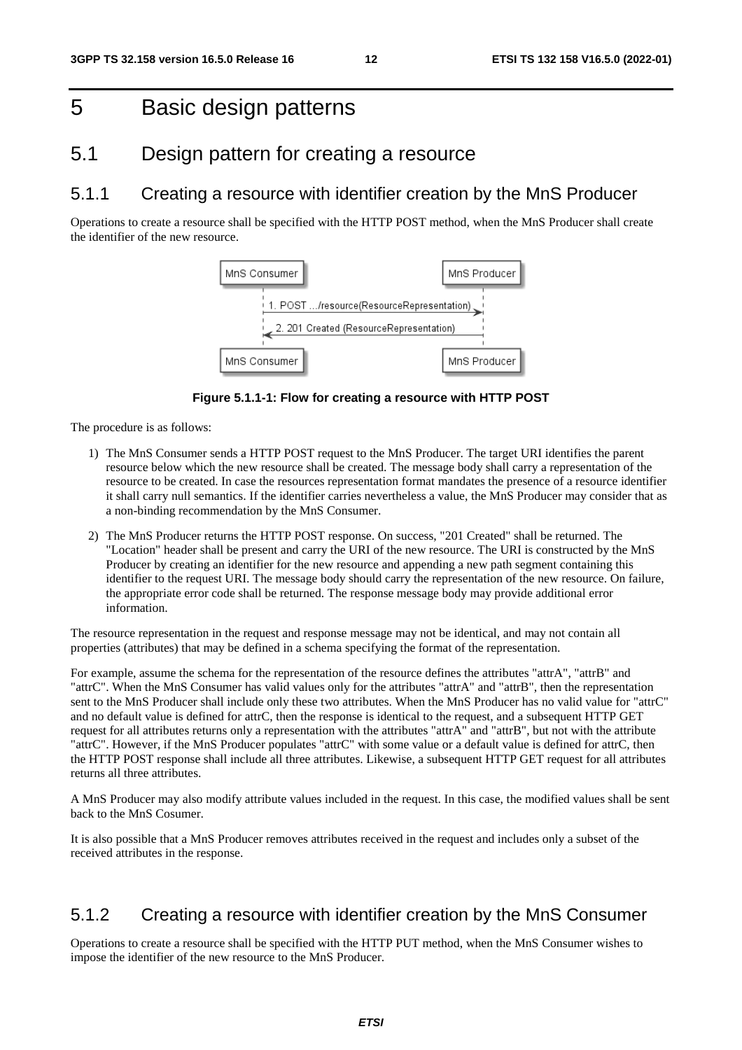# 5 Basic design patterns

## 5.1 Design pattern for creating a resource

### 5.1.1 Creating a resource with identifier creation by the MnS Producer

Operations to create a resource shall be specified with the HTTP POST method, when the MnS Producer shall create the identifier of the new resource.

**Figure 5.1.1-1: Flow for creating a resource with HTTP POST**

The procedure is as follows:

1) The MnS Consumer sends a HTTP POST request to the MnS Producer. The target URI identifies the parent resource below which the new resource shall be created. The message body shall carry a representation of the resource to be created. In case the resources representation format mandates the presence of a resource identifier it shall carry null semantics. If the identifier carries nevertheless a value, the MnS Producer may consider that as a non-binding recommendation by the MnS Consumer.

2) The MnS Producer returns the HTTP POST response. On success, "201 Created" shall be returned. The "Location" header shall be present and carry the URI of the new resource. The URI is constructed by the MnS Producer by creating an identifier for the new resource and appending a new path segment containing this identifier to the request URI. The message body should carry the representation of the new resource. On failure, the appropriate error code shall be returned. The response message body may provide additional error information.

The resource representation in the request and response message may not be identical, and may not contain all properties (attributes) that may be defined in a schema specifying the format of the representation.

For example, assume the schema for the representation of the resource defines the attributes "attrA", "attrB" and "attrC". When the MnS Consumer has valid values only for the attributes "attrA" and "attrB", then the representation sent to the MnS Producer shall include only these two attributes. When the MnS Producer has no valid value for "attrC" and no default value is defined for attrC, then the response is identical to the request, and a subsequent HTTP GET request for all attributes returns only a representation with the attributes "attrA" and "attrB", but not with the attribute "attrC". However, if the MnS Producer populates "attrC" with some value or a default value is defined for attrC, then the HTTP POST response shall include all three attributes. Likewise, a subsequent HTTP GET request for all attributes returns all three attributes.

A MnS Producer may also modify attribute values included in the request. In this case, the modified values shall be sent back to the MnS Cosumer.

It is also possible that a MnS Producer removes attributes received in the request and includes only a subset of the received attributes in the response.

### 5.1.2 Creating a resource with identifier creation by the MnS Consumer

Operations to create a resource shall be specified with the HTTP PUT method, when the MnS Consumer wishes to impose the identifier of the new resource to the MnS Producer.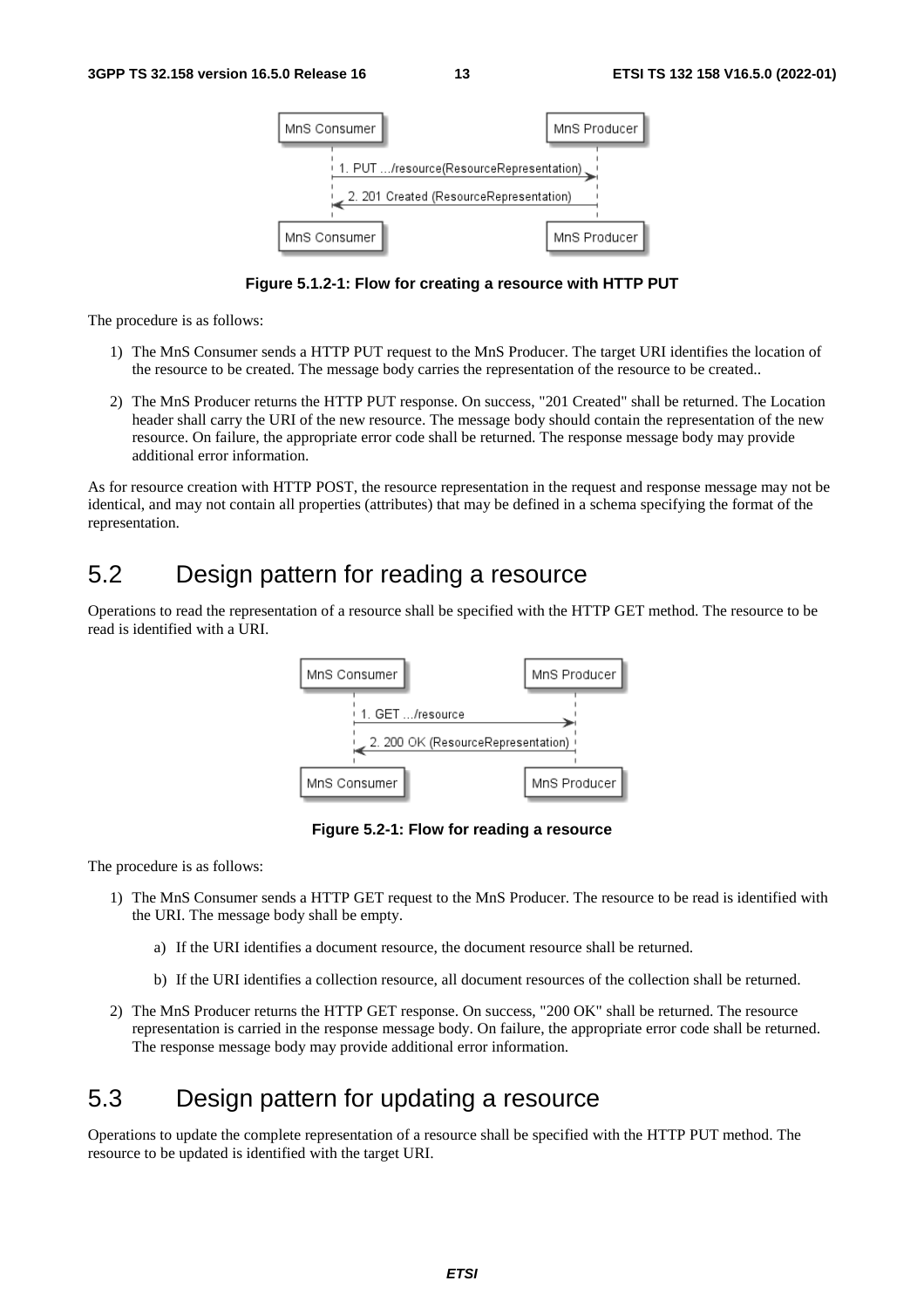Figure 5.1.2-1: Flow for creating a resource with HTTP PUT

The procedure is as follows:

1) The MnS Consumer sends a HTTP PUT request to the MnS Producer. The target URI identifies the location of the resource to be created. The message body carries the representation of the resource to be created..

2) The MnS Producer returns the HTTP PUT response. On success, "201 Created" shall be returned. The Location header shall carry the URI of the new resource. The message body should contain the representation of the new resource. On failure, the appropriate error code shall be returned. The response message body may provide additional error information.

As for resource creation with HTTP POST, the resource representation in the request and response message may not be identical, and may not contain all properties (attributes) that may be defined in a schema specifying the format of the representation.

# 5.2 Design pattern for reading a resource

Operations to read the representation of a resource shall be specified with the HTTP GET method. The resource to be read is identified with a URI.

Figure 5.2-1: Flow for reading a resource

The procedure is as follows:

1) The MnS Consumer sends a HTTP GET request to the MnS Producer. The resource to be read is identified with the URI. The message body shall be empty.

   a) If the URI identifies a document resource, the document resource shall be returned.

   b) If the URI identifies a collection resource, all document resources of the collection shall be returned.

2) The MnS Producer returns the HTTP GET response. On success, "200 OK" shall be returned. The resource representation is carried in the response message body. On failure, the appropriate error code shall be returned. The response message body may provide additional error information.

# 5.3 Design pattern for updating a resource

Operations to update the complete representation of a resource shall be specified with the HTTP PUT method. The resource to be updated is identified with the target URI.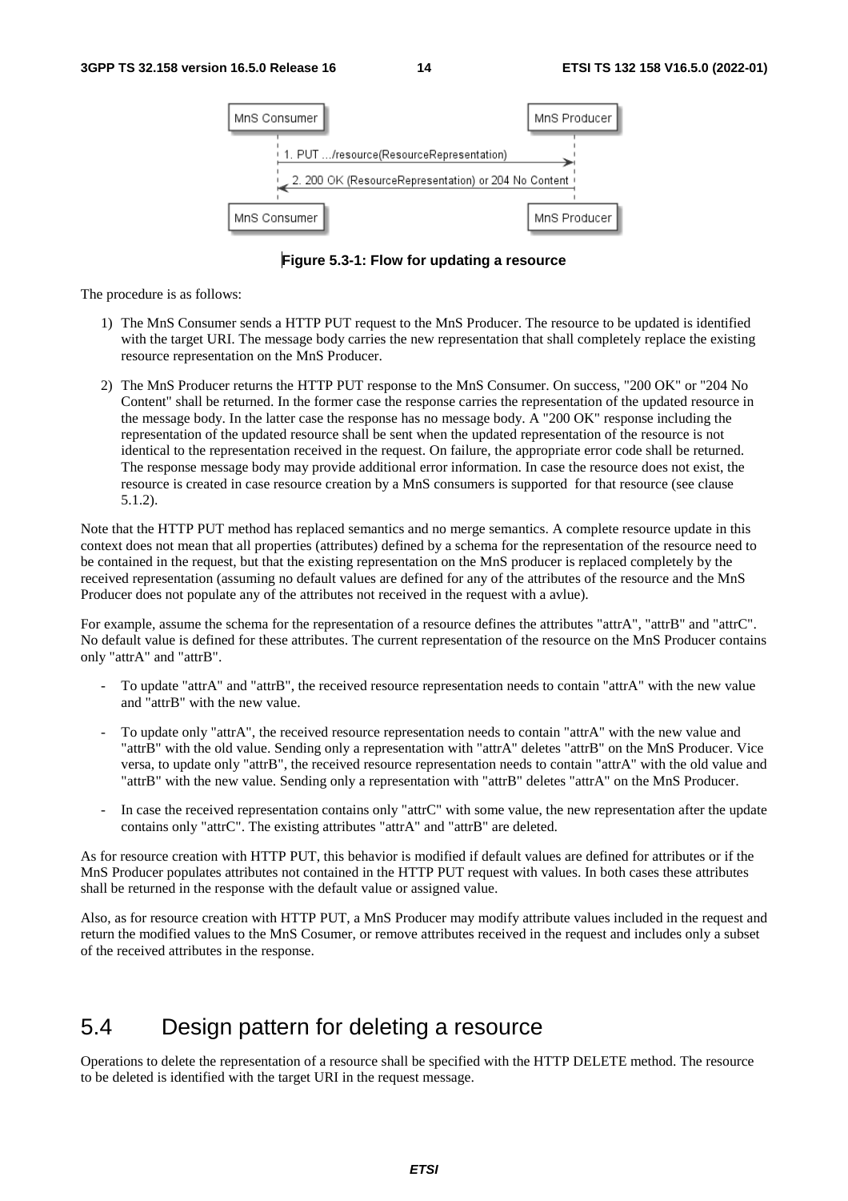Figure 5.3-1: Flow for updating a resource

The procedure is as follows:

1) The MnS Consumer sends a HTTP PUT request to the MnS Producer. The resource to be updated is identified with the target URI. The message body carries the new representation that shall completely replace the existing resource representation on the MnS Producer.

2) The MnS Producer returns the HTTP PUT response to the MnS Consumer. On success, "200 OK" or "204 No Content" shall be returned. In the former case the response carries the representation of the updated resource in the message body. In the latter case the response has no message body. A "200 OK" response including the representation of the updated resource shall be sent when the updated representation of the resource is not identical to the representation received in the request. On failure, the appropriate error code shall be returned. The response message body may provide additional error information. In case the resource does not exist, the resource is created in case resource creation by a MnS consumers is supported for that resource (see clause 5.1.2).

Note that the HTTP PUT method has replaced semantics and no merge semantics. A complete resource update in this context does not mean that all properties (attributes) defined by a schema for the representation of the resource need to be contained in the request, but that the existing representation on the MnS producer is replaced completely by the received representation (assuming no default values are defined for any of the attributes of the resource and the MnS Producer does not populate any of the attributes not received in the request with a avlue).

For example, assume the schema for the representation of a resource defines the attributes "attrA", "attrB" and "attrC". No default value is defined for these attributes. The current representation of the resource on the MnS Producer contains only "attrA" and "attrB".

- To update "attrA" and "attrB", the received resource representation needs to contain "attrA" with the new value and "attrB" with the new value.

- To update only "attrA", the received resource representation needs to contain "attrA" with the new value and "attrB" with the old value. Sending only a representation with "attrA" deletes "attrB" on the MnS Producer. Vice versa, to update only "attrB", the received resource representation needs to contain "attrA" with the old value and "attrB" with the new value. Sending only a representation with "attrB" deletes "attrA" on the MnS Producer.

- In case the received representation contains only "attrC" with some value, the new representation after the update contains only "attrC". The existing attributes "attrA" and "attrB" are deleted.

As for resource creation with HTTP PUT, this behavior is modified if default values are defined for attributes or if the MnS Producer populates attributes not contained in the HTTP PUT request with values. In both cases these attributes shall be returned in the response with the default value or assigned value.

Also, as for resource creation with HTTP PUT, a MnS Producer may modify attribute values included in the request and return the modified values to the MnS Cosumer, or remove attributes received in the request and includes only a subset of the received attributes in the response.

## 5.4 Design pattern for deleting a resource

Operations to delete the representation of a resource shall be specified with the HTTP DELETE method. The resource to be deleted is identified with the target URI in the request message.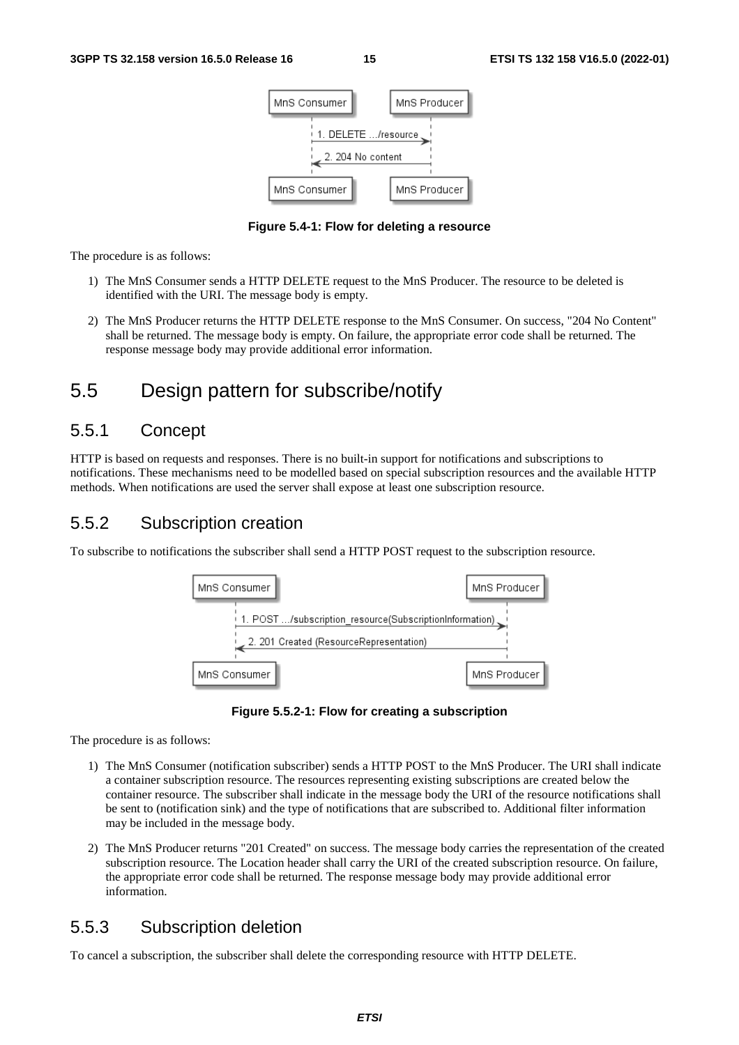Figure 5.4-1: Flow for deleting a resource

The procedure is as follows:

1) The MnS Consumer sends a HTTP DELETE request to the MnS Producer. The resource to be deleted is identified with the URI. The message body is empty.

2) The MnS Producer returns the HTTP DELETE response to the MnS Consumer. On success, "204 No Content" shall be returned. The message body is empty. On failure, the appropriate error code shall be returned. The response message body may provide additional error information.

# 5.5 Design pattern for subscribe/notify

## 5.5.1 Concept

HTTP is based on requests and responses. There is no built-in support for notifications and subscriptions to notifications. These mechanisms need to be modelled based on special subscription resources and the available HTTP methods. When notifications are used the server shall expose at least one subscription resource.

## 5.5.2 Subscription creation

To subscribe to notifications the subscriber shall send a HTTP POST request to the subscription resource.

Figure 5.5.2-1: Flow for creating a subscription

The procedure is as follows:

1) The MnS Consumer (notification subscriber) sends a HTTP POST to the MnS Producer. The URI shall indicate a container subscription resource. The resources representing existing subscriptions are created below the container resource. The subscriber shall indicate in the message body the URI of the resource notifications shall be sent to (notification sink) and the type of notifications that are subscribed to. Additional filter information may be included in the message body.

2) The MnS Producer returns "201 Created" on success. The message body carries the representation of the created subscription resource. The Location header shall carry the URI of the created subscription resource. On failure, the appropriate error code shall be returned. The response message body may provide additional error information.

## 5.5.3 Subscription deletion

To cancel a subscription, the subscriber shall delete the corresponding resource with HTTP DELETE.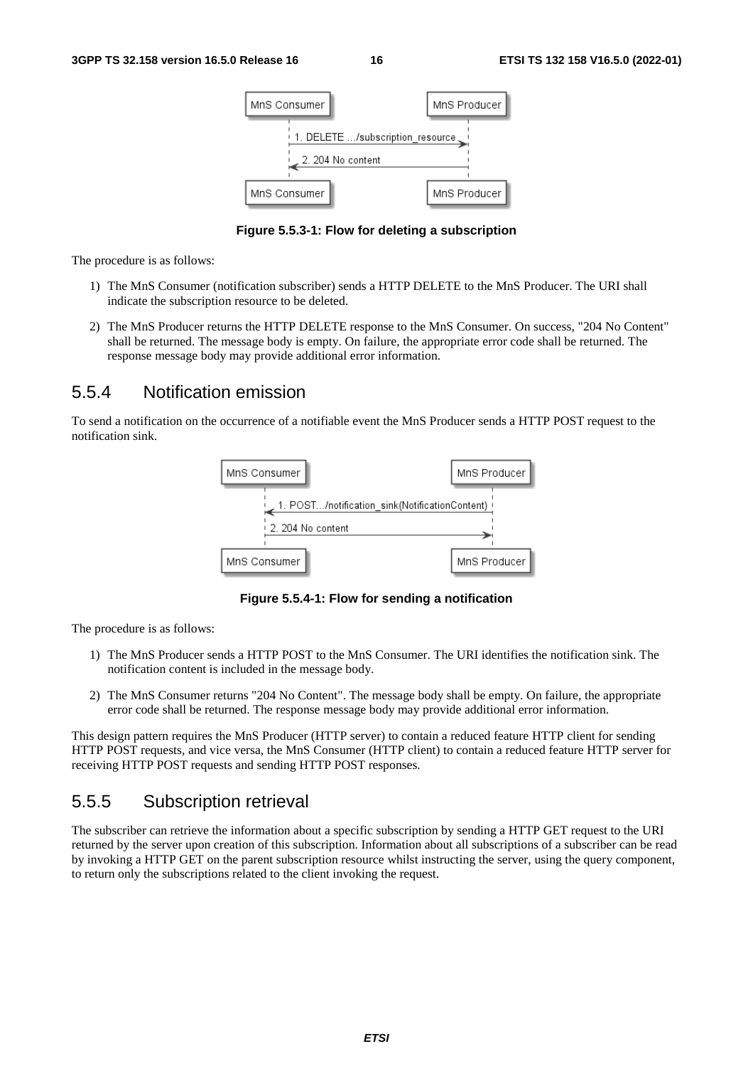Figure 5.5.3-1: Flow for deleting a subscription

The procedure is as follows:

1) The MnS Consumer (notification subscriber) sends a HTTP DELETE to the MnS Producer. The URI shall indicate the subscription resource to be deleted.

2) The MnS Producer returns the HTTP DELETE response to the MnS Consumer. On success, "204 No Content" shall be returned. The message body is empty. On failure, the appropriate error code shall be returned. The response message body may provide additional error information.

### 5.5.4 Notification emission

To send a notification on the occurrence of a notifiable event the MnS Producer sends a HTTP POST request to the notification sink.

Figure 5.5.4-1: Flow for sending a notification

The procedure is as follows:

1) The MnS Producer sends a HTTP POST to the MnS Consumer. The URI identifies the notification sink. The notification content is included in the message body.

2) The MnS Consumer returns "204 No Content". The message body shall be empty. On failure, the appropriate error code shall be returned. The response message body may provide additional error information.

This design pattern requires the MnS Producer (HTTP server) to contain a reduced feature HTTP client for sending HTTP POST requests, and vice versa, the MnS Consumer (HTTP client) to contain a reduced feature HTTP server for receiving HTTP POST requests and sending HTTP POST responses.

### 5.5.5 Subscription retrieval

The subscriber can retrieve the information about a specific subscription by sending a HTTP GET request to the URI returned by the server upon creation of this subscription. Information about all subscriptions of a subscriber can be read by invoking a HTTP GET on the parent subscription resource whilst instructing the server, using the query component, to return only the subscriptions related to the client invoking the request.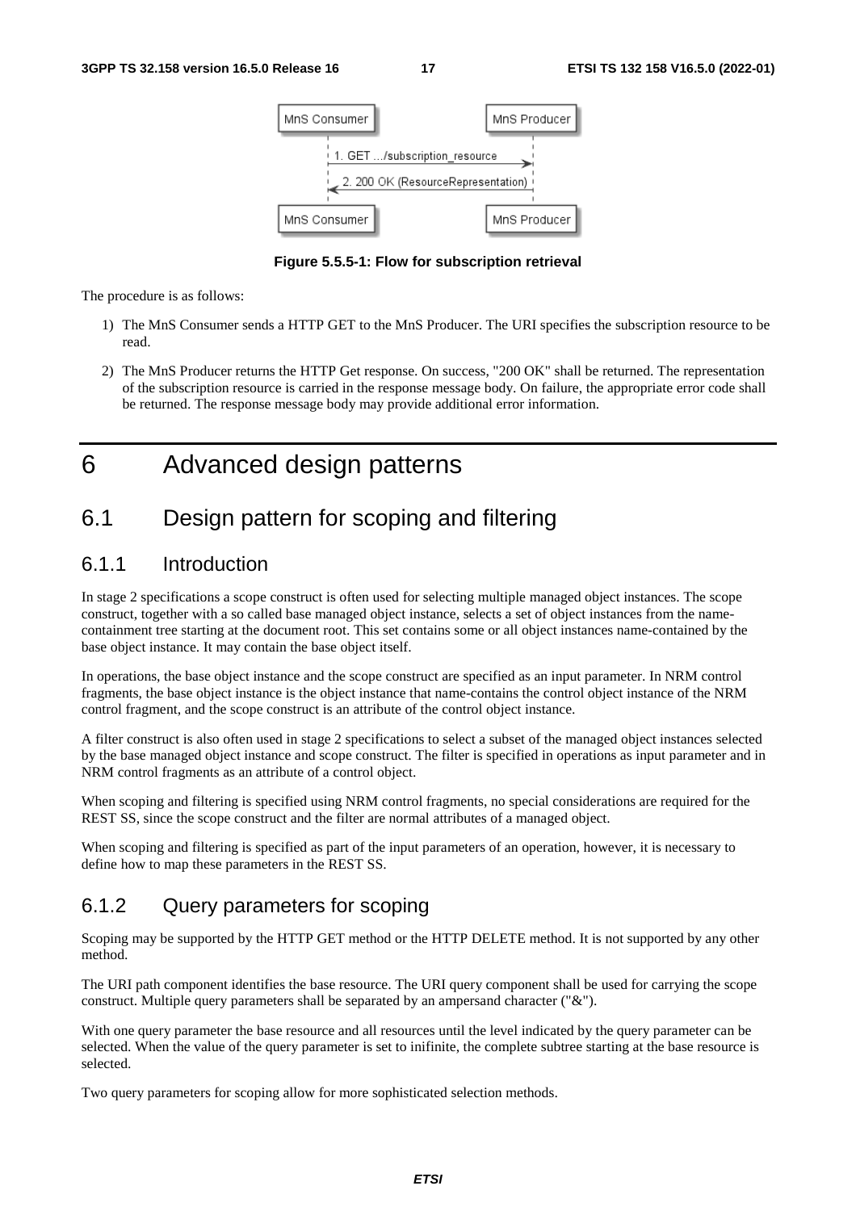Figure 5.5.5-1: Flow for subscription retrieval

The procedure is as follows:

1) The MnS Consumer sends a HTTP GET to the MnS Producer. The URI specifies the subscription resource to be read.

2) The MnS Producer returns the HTTP Get response. On success, "200 OK" shall be returned. The representation of the subscription resource is carried in the response message body. On failure, the appropriate error code shall be returned. The response message body may provide additional error information.

# 6 Advanced design patterns

## 6.1 Design pattern for scoping and filtering

### 6.1.1 Introduction

In stage 2 specifications a scope construct is often used for selecting multiple managed object instances. The scope construct, together with a so called base managed object instance, selects a set of object instances from the name-containment tree starting at the document root. This set contains some or all object instances name-contained by the base object instance. It may contain the base object itself.

In operations, the base object instance and the scope construct are specified as an input parameter. In NRM control fragments, the base object instance is the object instance that name-contains the control object instance of the NRM control fragment, and the scope construct is an attribute of the control object instance.

A filter construct is also often used in stage 2 specifications to select a subset of the managed object instances selected by the base managed object instance and scope construct. The filter is specified in operations as input parameter and in NRM control fragments as an attribute of a control object.

When scoping and filtering is specified using NRM control fragments, no special considerations are required for the REST SS, since the scope construct and the filter are normal attributes of a managed object.

When scoping and filtering is specified as part of the input parameters of an operation, however, it is necessary to define how to map these parameters in the REST SS.

### 6.1.2 Query parameters for scoping

Scoping may be supported by the HTTP GET method or the HTTP DELETE method. It is not supported by any other method.

The URI path component identifies the base resource. The URI query component shall be used for carrying the scope construct. Multiple query parameters shall be separated by an ampersand character ("&").

With one query parameter the base resource and all resources until the level indicated by the query parameter can be selected. When the value of the query parameter is set to inifinite, the complete subtree starting at the base resource is selected.

Two query parameters for scoping allow for more sophisticated selection methods.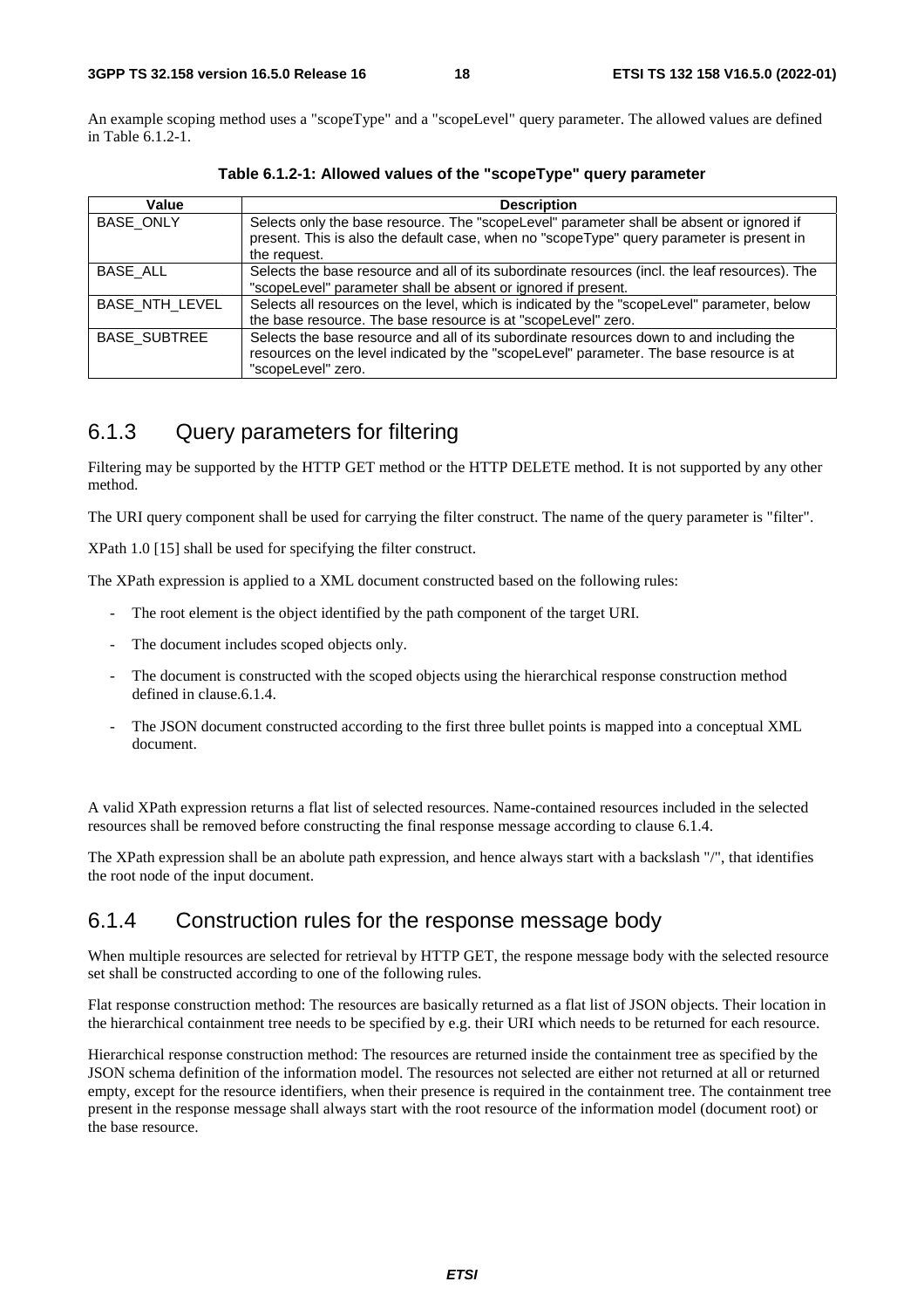An example scoping method uses a "scopeType" and a "scopeLevel" query parameter. The allowed values are defined in Table 6.1.2-1.

**Table 6.1.2-1: Allowed values of the "scopeType" query parameter**

| Value | Description |
|---|---|
| BASE_ONLY | Selects only the base resource. The "scopeLevel" parameter shall be absent or ignored if present. This is also the default case, when no "scopeType" query parameter is present in the request. |
| BASE_ALL | Selects the base resource and all of its subordinate resources (incl. the leaf resources). The "scopeLevel" parameter shall be absent or ignored if present. |
| BASE_NTH_LEVEL | Selects all resources on the level, which is indicated by the "scopeLevel" parameter, below the base resource. The base resource is at "scopeLevel" zero. |
| BASE_SUBTREE | Selects the base resource and all of its subordinate resources down to and including the resources on the level indicated by the "scopeLevel" parameter. The base resource is at "scopeLevel" zero. |

## 6.1.3 Query parameters for filtering

Filtering may be supported by the HTTP GET method or the HTTP DELETE method. It is not supported by any other method.

The URI query component shall be used for carrying the filter construct. The name of the query parameter is "filter".

XPath 1.0 [15] shall be used for specifying the filter construct.

The XPath expression is applied to a XML document constructed based on the following rules:

- The root element is the object identified by the path component of the target URI.
- The document includes scoped objects only.
- The document is constructed with the scoped objects using the hierarchical response construction method defined in clause.6.1.4.
- The JSON document constructed according to the first three bullet points is mapped into a conceptual XML document.

A valid XPath expression returns a flat list of selected resources. Name-contained resources included in the selected resources shall be removed before constructing the final response message according to clause 6.1.4.

The XPath expression shall be an abolute path expression, and hence always start with a backslash "/", that identifies the root node of the input document.

## 6.1.4 Construction rules for the response message body

When multiple resources are selected for retrieval by HTTP GET, the respone message body with the selected resource set shall be constructed according to one of the following rules.

Flat response construction method: The resources are basically returned as a flat list of JSON objects. Their location in the hierarchical containment tree needs to be specified by e.g. their URI which needs to be returned for each resource.

Hierarchical response construction method: The resources are returned inside the containment tree as specified by the JSON schema definition of the information model. The resources not selected are either not returned at all or returned empty, except for the resource identifiers, when their presence is required in the containment tree. The containment tree present in the response message shall always start with the root resource of the information model (document root) or the base resource.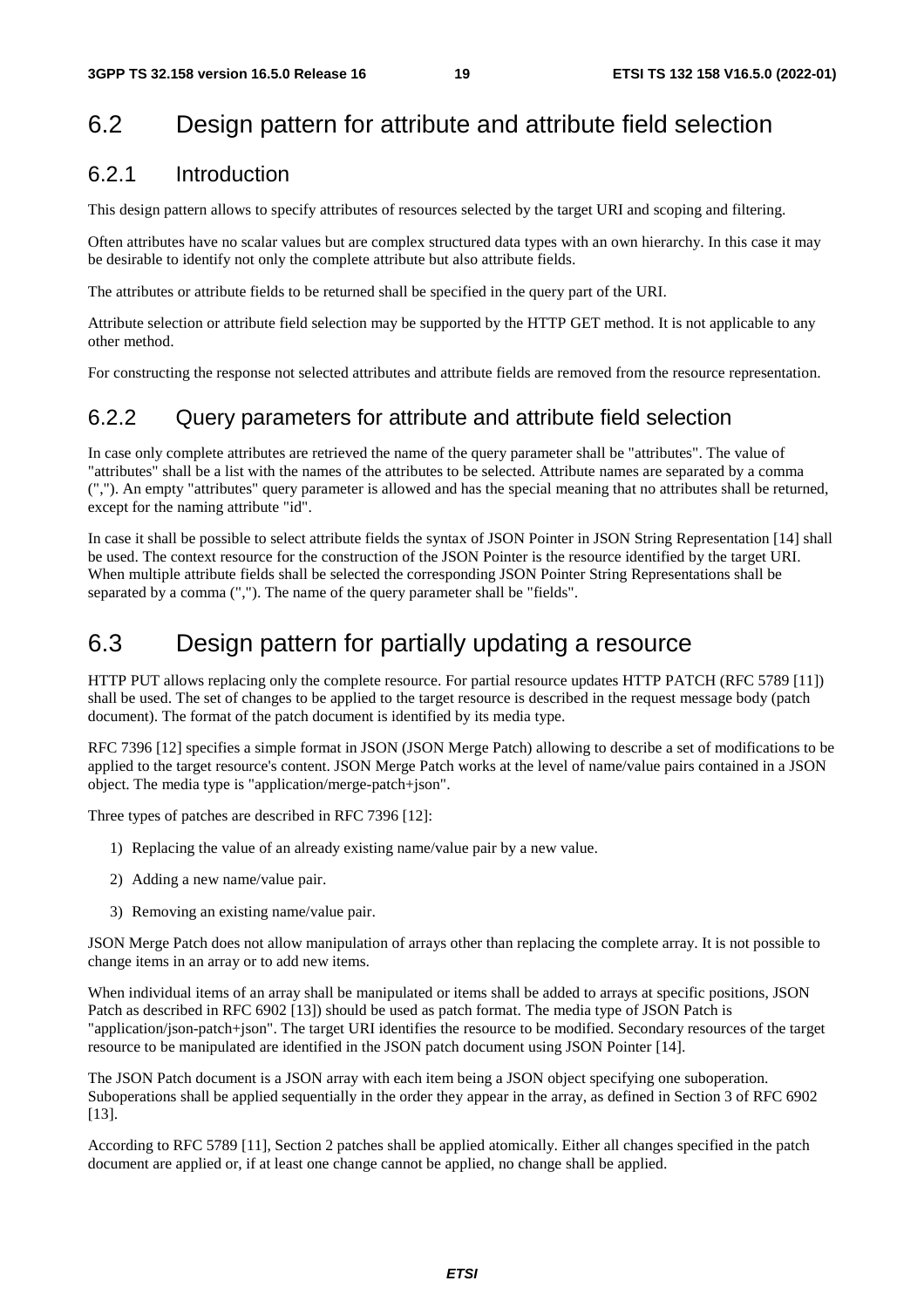## 6.2 Design pattern for attribute and attribute field selection

### 6.2.1 Introduction

This design pattern allows to specify attributes of resources selected by the target URI and scoping and filtering.

Often attributes have no scalar values but are complex structured data types with an own hierarchy. In this case it may be desirable to identify not only the complete attribute but also attribute fields.

The attributes or attribute fields to be returned shall be specified in the query part of the URI.

Attribute selection or attribute field selection may be supported by the HTTP GET method. It is not applicable to any other method.

For constructing the response not selected attributes and attribute fields are removed from the resource representation.

### 6.2.2 Query parameters for attribute and attribute field selection

In case only complete attributes are retrieved the name of the query parameter shall be "attributes". The value of "attributes" shall be a list with the names of the attributes to be selected. Attribute names are separated by a comma (","). An empty "attributes" query parameter is allowed and has the special meaning that no attributes shall be returned, except for the naming attribute "id".

In case it shall be possible to select attribute fields the syntax of JSON Pointer in JSON String Representation [14] shall be used. The context resource for the construction of the JSON Pointer is the resource identified by the target URI. When multiple attribute fields shall be selected the corresponding JSON Pointer String Representations shall be separated by a comma (","). The name of the query parameter shall be "fields".

## 6.3 Design pattern for partially updating a resource

HTTP PUT allows replacing only the complete resource. For partial resource updates HTTP PATCH (RFC 5789 [11]) shall be used. The set of changes to be applied to the target resource is described in the request message body (patch document). The format of the patch document is identified by its media type.

RFC 7396 [12] specifies a simple format in JSON (JSON Merge Patch) allowing to describe a set of modifications to be applied to the target resource's content. JSON Merge Patch works at the level of name/value pairs contained in a JSON object. The media type is "application/merge-patch+json".

Three types of patches are described in RFC 7396 [12]:

1) Replacing the value of an already existing name/value pair by a new value.
2) Adding a new name/value pair.
3) Removing an existing name/value pair.

JSON Merge Patch does not allow manipulation of arrays other than replacing the complete array. It is not possible to change items in an array or to add new items.

When individual items of an array shall be manipulated or items shall be added to arrays at specific positions, JSON Patch as described in RFC 6902 [13]) should be used as patch format. The media type of JSON Patch is "application/json-patch+json". The target URI identifies the resource to be modified. Secondary resources of the target resource to be manipulated are identified in the JSON patch document using JSON Pointer [14].

The JSON Patch document is a JSON array with each item being a JSON object specifying one suboperation. Suboperations shall be applied sequentially in the order they appear in the array, as defined in Section 3 of RFC 6902 [13].

According to RFC 5789 [11], Section 2 patches shall be applied atomically. Either all changes specified in the patch document are applied or, if at least one change cannot be applied, no change shall be applied.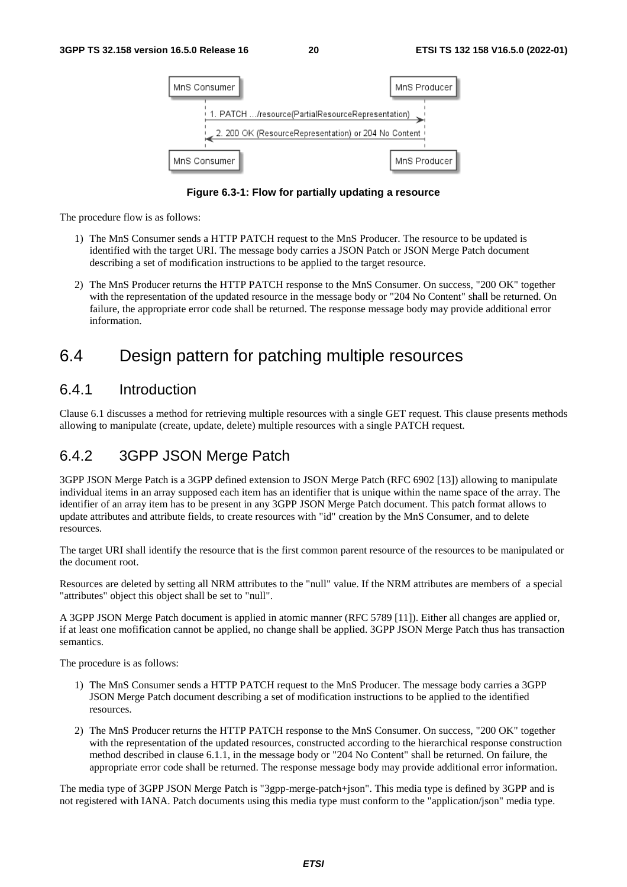Figure 6.3-1: Flow for partially updating a resource

The procedure flow is as follows:

1) The MnS Consumer sends a HTTP PATCH request to the MnS Producer. The resource to be updated is identified with the target URI. The message body carries a JSON Patch or JSON Merge Patch document describing a set of modification instructions to be applied to the target resource.

2) The MnS Producer returns the HTTP PATCH response to the MnS Consumer. On success, "200 OK" together with the representation of the updated resource in the message body or "204 No Content" shall be returned. On failure, the appropriate error code shall be returned. The response message body may provide additional error information.

# 6.4 Design pattern for patching multiple resources

## 6.4.1 Introduction

Clause 6.1 discusses a method for retrieving multiple resources with a single GET request. This clause presents methods allowing to manipulate (create, update, delete) multiple resources with a single PATCH request.

## 6.4.2 3GPP JSON Merge Patch

3GPP JSON Merge Patch is a 3GPP defined extension to JSON Merge Patch (RFC 6902 [13]) allowing to manipulate individual items in an array supposed each item has an identifier that is unique within the name space of the array. The identifier of an array item has to be present in any 3GPP JSON Merge Patch document. This patch format allows to update attributes and attribute fields, to create resources with "id" creation by the MnS Consumer, and to delete resources.

The target URI shall identify the resource that is the first common parent resource of the resources to be manipulated or the document root.

Resources are deleted by setting all NRM attributes to the "null" value. If the NRM attributes are members of a special "attributes" object this object shall be set to "null".

A 3GPP JSON Merge Patch document is applied in atomic manner (RFC 5789 [11]). Either all changes are applied or, if at least one mofification cannot be applied, no change shall be applied. 3GPP JSON Merge Patch thus has transaction semantics.

The procedure is as follows:

1) The MnS Consumer sends a HTTP PATCH request to the MnS Producer. The message body carries a 3GPP JSON Merge Patch document describing a set of modification instructions to be applied to the identified resources.

2) The MnS Producer returns the HTTP PATCH response to the MnS Consumer. On success, "200 OK" together with the representation of the updated resources, constructed according to the hierarchical response construction method described in clause 6.1.1, in the message body or "204 No Content" shall be returned. On failure, the appropriate error code shall be returned. The response message body may provide additional error information.

The media type of 3GPP JSON Merge Patch is "3gpp-merge-patch+json". This media type is defined by 3GPP and is not registered with IANA. Patch documents using this media type must conform to the "application/json" media type.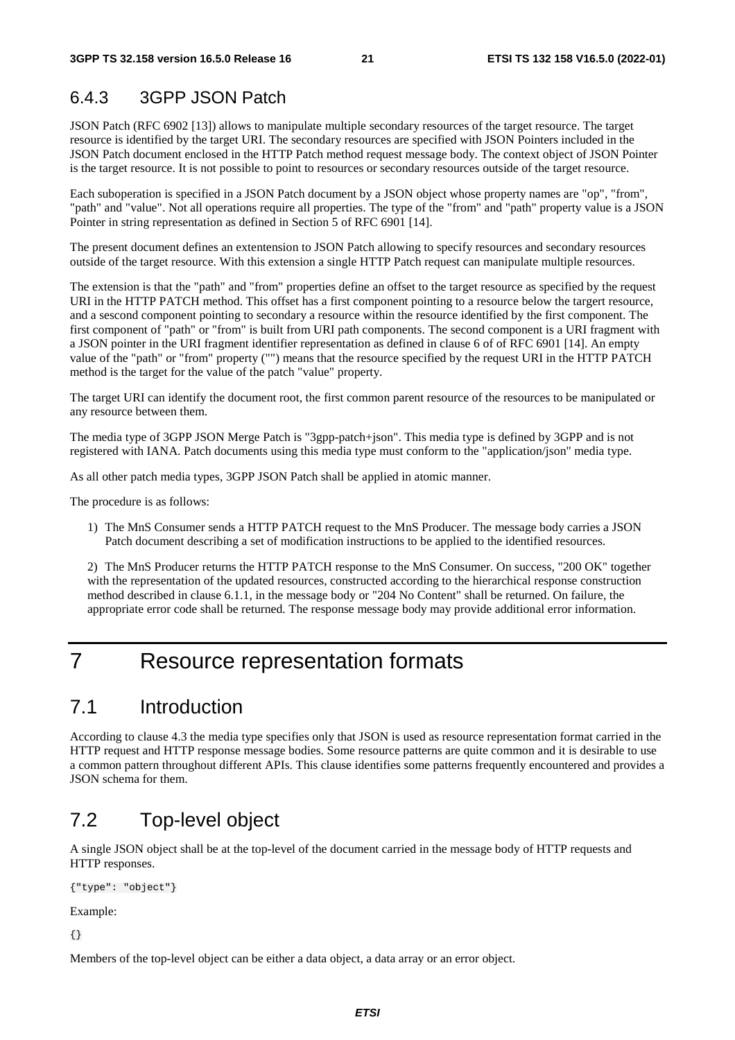### 6.4.3 3GPP JSON Patch

JSON Patch (RFC 6902 [13]) allows to manipulate multiple secondary resources of the target resource. The target resource is identified by the target URI. The secondary resources are specified with JSON Pointers included in the JSON Patch document enclosed in the HTTP Patch method request message body. The context object of JSON Pointer is the target resource. It is not possible to point to resources or secondary resources outside of the target resource.

Each suboperation is specified in a JSON Patch document by a JSON object whose property names are "op", "from", "path" and "value". Not all operations require all properties. The type of the "from" and "path" property value is a JSON Pointer in string representation as defined in Section 5 of RFC 6901 [14].

The present document defines an extentension to JSON Patch allowing to specify resources and secondary resources outside of the target resource. With this extension a single HTTP Patch request can manipulate multiple resources.

The extension is that the "path" and "from" properties define an offset to the target resource as specified by the request URI in the HTTP PATCH method. This offset has a first component pointing to a resource below the targert resource, and a sescond component pointing to secondary a resource within the resource identified by the first component. The first component of "path" or "from" is built from URI path components. The second component is a URI fragment with a JSON pointer in the URI fragment identifier representation as defined in clause 6 of of RFC 6901 [14]. An empty value of the "path" or "from" property ("") means that the resource specified by the request URI in the HTTP PATCH method is the target for the value of the patch "value" property.

The target URI can identify the document root, the first common parent resource of the resources to be manipulated or any resource between them.

The media type of 3GPP JSON Merge Patch is "3gpp-patch+json". This media type is defined by 3GPP and is not registered with IANA. Patch documents using this media type must conform to the "application/json" media type.

As all other patch media types, 3GPP JSON Patch shall be applied in atomic manner.

The procedure is as follows:

1) The MnS Consumer sends a HTTP PATCH request to the MnS Producer. The message body carries a JSON Patch document describing a set of modification instructions to be applied to the identified resources.

2) The MnS Producer returns the HTTP PATCH response to the MnS Consumer. On success, "200 OK" together with the representation of the updated resources, constructed according to the hierarchical response construction method described in clause 6.1.1, in the message body or "204 No Content" shall be returned. On failure, the appropriate error code shall be returned. The response message body may provide additional error information.

# 7 Resource representation formats

## 7.1 Introduction

According to clause 4.3 the media type specifies only that JSON is used as resource representation format carried in the HTTP request and HTTP response message bodies. Some resource patterns are quite common and it is desirable to use a common pattern throughout different APIs. This clause identifies some patterns frequently encountered and provides a JSON schema for them.

## 7.2 Top-level object

A single JSON object shall be at the top-level of the document carried in the message body of HTTP requests and HTTP responses.

```
{"type": "object"}
```

Example:

```
{}
```

Members of the top-level object can be either a data object, a data array or an error object.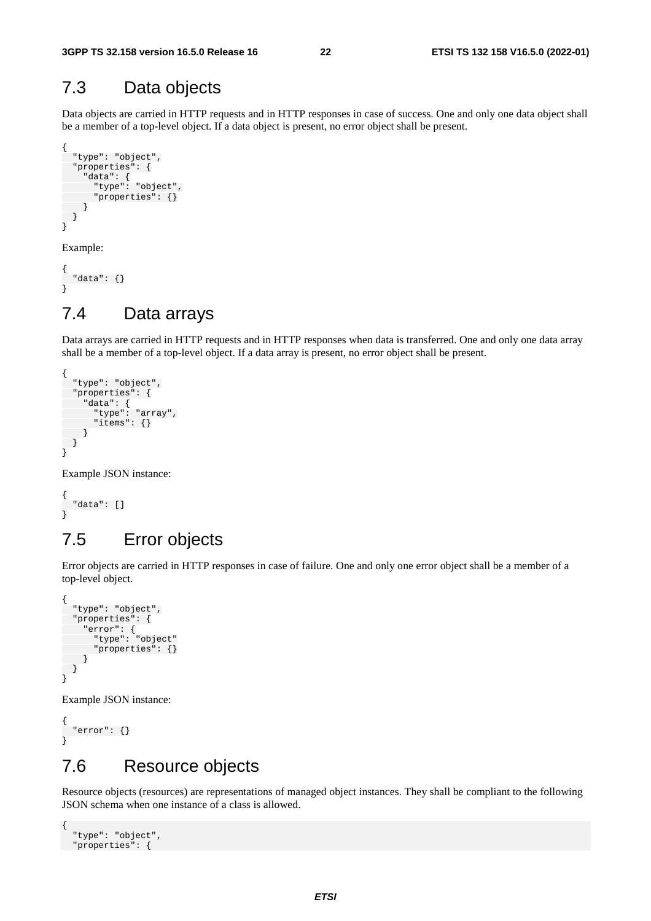## 7.3 Data objects

Data objects are carried in HTTP requests and in HTTP responses in case of success. One and only one data object shall be a member of a top-level object. If a data object is present, no error object shall be present.

```
{
  "type": "object",
  "properties": {
    "data": {
      "type": "object",
      "properties": {}
    }
  }
}
```

Example:

```
{
  "data": {}
}
```

## 7.4 Data arrays

Data arrays are carried in HTTP requests and in HTTP responses when data is transferred. One and only one data array shall be a member of a top-level object. If a data array is present, no error object shall be present.

```
{
  "type": "object",
  "properties": {
    "data": {
      "type": "array",
      "items": {}
    }
  }
}
```

Example JSON instance:

```
{
  "data": []
}
```

## 7.5 Error objects

Error objects are carried in HTTP responses in case of failure. One and only one error object shall be a member of a top-level object.

```
{
  "type": "object",
  "properties": {
    "error": {
      "type": "object"
      "properties": {}
    }
  }
}
```

Example JSON instance:

```
{
  "error": {}
}
```

## 7.6 Resource objects

Resource objects (resources) are representations of managed object instances. They shall be compliant to the following JSON schema when one instance of a class is allowed.

```
{
  "type": "object",
  "properties": {
```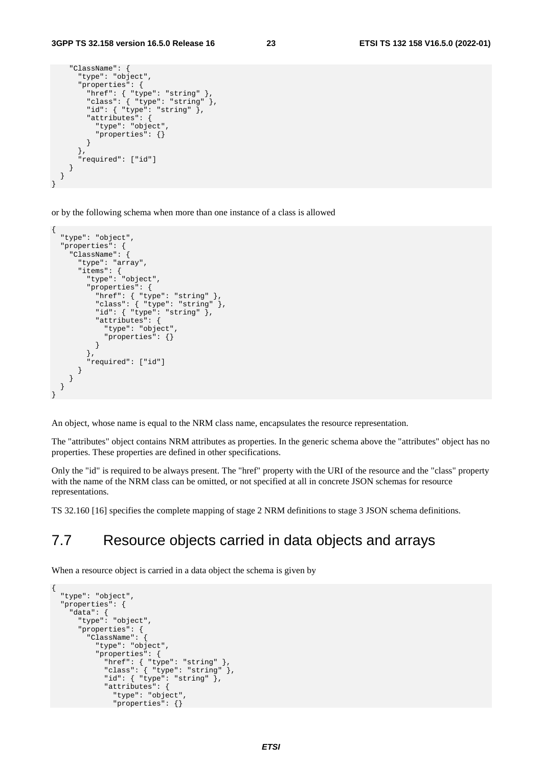```
    "ClassName": {
      "type": "object",
      "properties": {
        "href": { "type": "string" },
        "class": { "type": "string" },
        "id": { "type": "string" },
        "attributes": {
          "type": "object",
          "properties": {}
        }
      },
      "required": ["id"]
    }
  }
}
```

or by the following schema when more than one instance of a class is allowed

```
{
  "type": "object",
  "properties": {
    "ClassName": {
      "type": "array",
      "items": {
        "type": "object",
        "properties": {
          "href": { "type": "string" },
          "class": { "type": "string" },
          "id": { "type": "string" },
          "attributes": {
            "type": "object",
            "properties": {}
          }
        },
        "required": ["id"]
      }
    }
  }
}
```

An object, whose name is equal to the NRM class name, encapsulates the resource representation.

The "attributes" object contains NRM attributes as properties. In the generic schema above the "attributes" object has no properties. These properties are defined in other specifications.

Only the "id" is required to be always present. The "href" property with the URI of the resource and the "class" property with the name of the NRM class can be omitted, or not specified at all in concrete JSON schemas for resource representations.

TS 32.160 [16] specifies the complete mapping of stage 2 NRM definitions to stage 3 JSON schema definitions.

## 7.7 Resource objects carried in data objects and arrays

When a resource object is carried in a data object the schema is given by

```
{
  "type": "object",
  "properties": {
    "data": {
      "type": "object",
      "properties": {
        "ClassName": {
          "type": "object",
          "properties": {
            "href": { "type": "string" },
            "class": { "type": "string" },
            "id": { "type": "string" },
            "attributes": {
              "type": "object",
              "properties": {}
```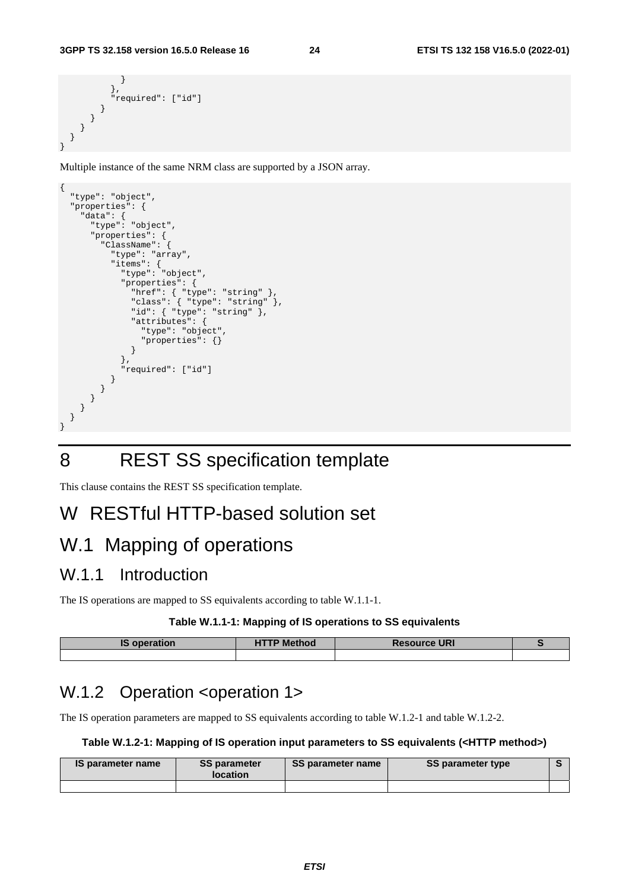```
          }
        },
        "required": ["id"]
      }
    }
  }
}
}
```

Multiple instance of the same NRM class are supported by a JSON array.

```
{
  "type": "object",
  "properties": {
    "data": {
      "type": "object",
      "properties": {
        "ClassName": {
          "type": "array",
          "items": {
            "type": "object",
            "properties": {
              "href": { "type": "string" },
              "class": { "type": "string" },
              "id": { "type": "string" },
              "attributes": {
                "type": "object",
                "properties": {}
              }
            },
            "required": ["id"]
          }
        }
      }
    }
  }
}
```

# 8 REST SS specification template

This clause contains the REST SS specification template.

# W RESTful HTTP-based solution set

## W.1 Mapping of operations

### W.1.1 Introduction

The IS operations are mapped to SS equivalents according to table W.1.1-1.

**Table W.1.1-1: Mapping of IS operations to SS equivalents**

| IS operation | HTTP Method | Resource URI | S |
|---|---|---|---|
| | | | |

### W.1.2 Operation <operation 1>

The IS operation parameters are mapped to SS equivalents according to table W.1.2-1 and table W.1.2-2.

**Table W.1.2-1: Mapping of IS operation input parameters to SS equivalents (<HTTP method>)**

| IS parameter name | SS parameter location | SS parameter name | SS parameter type | S |
|---|---|---|---|---|
| | | | | |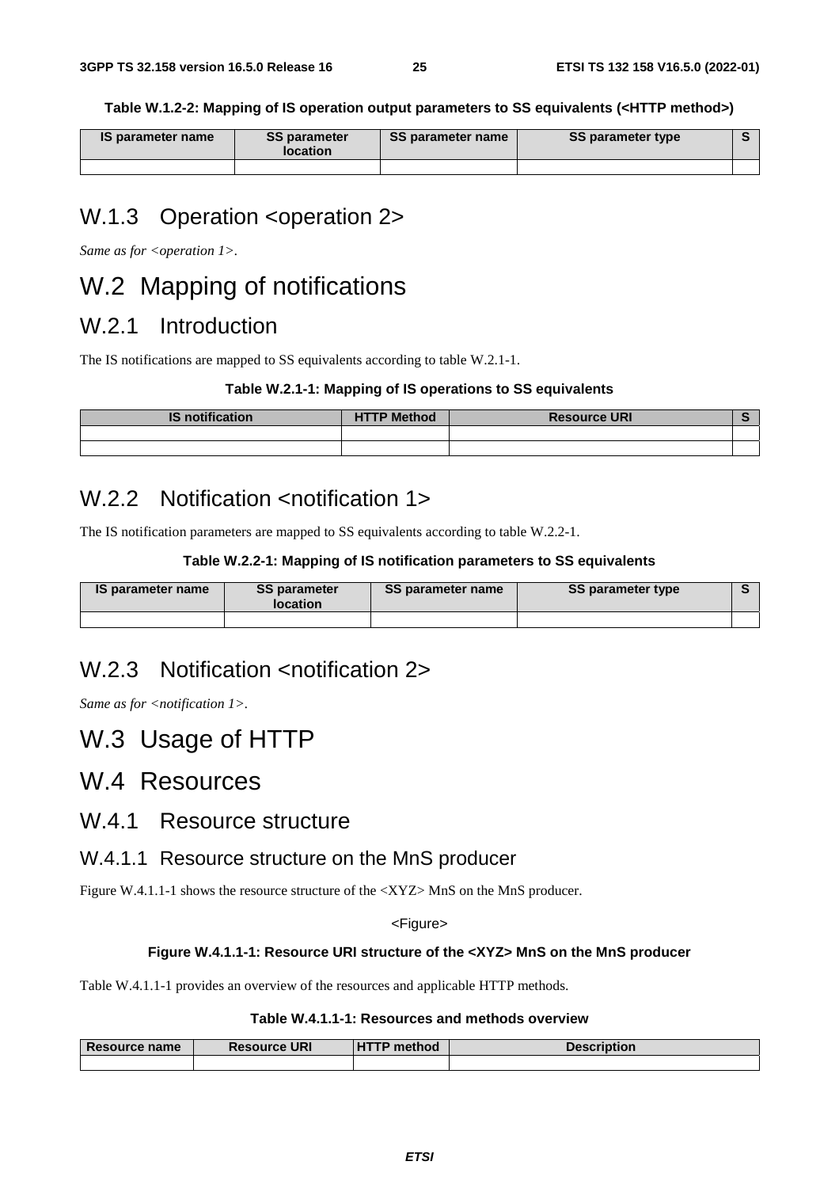**Table W.1.2-2: Mapping of IS operation output parameters to SS equivalents (<HTTP method>)**

| IS parameter name | SS parameter location | SS parameter name | SS parameter type | S |
|---|---|---|---|---|
| | | | | |

## W.1.3 Operation <operation 2>

*Same as for <operation 1>.*

# W.2 Mapping of notifications

## W.2.1 Introduction

The IS notifications are mapped to SS equivalents according to table W.2.1-1.

**Table W.2.1-1: Mapping of IS operations to SS equivalents**

| IS notification | HTTP Method | Resource URI | S |
|---|---|---|---|
| | | | |
| | | | |

## W.2.2 Notification <notification 1>

The IS notification parameters are mapped to SS equivalents according to table W.2.2-1.

**Table W.2.2-1: Mapping of IS notification parameters to SS equivalents**

| IS parameter name | SS parameter location | SS parameter name | SS parameter type | S |
|---|---|---|---|---|
| | | | | |

## W.2.3 Notification <notification 2>

*Same as for <notification 1>.*

# W.3 Usage of HTTP

# W.4 Resources

## W.4.1 Resource structure

### W.4.1.1 Resource structure on the MnS producer

Figure W.4.1.1-1 shows the resource structure of the <XYZ> MnS on the MnS producer.

<Figure>

**Figure W.4.1.1-1: Resource URI structure of the <XYZ> MnS on the MnS producer**

Table W.4.1.1-1 provides an overview of the resources and applicable HTTP methods.

**Table W.4.1.1-1: Resources and methods overview**

| Resource name | Resource URI | HTTP method | Description |
|---|---|---|---|
| | | | |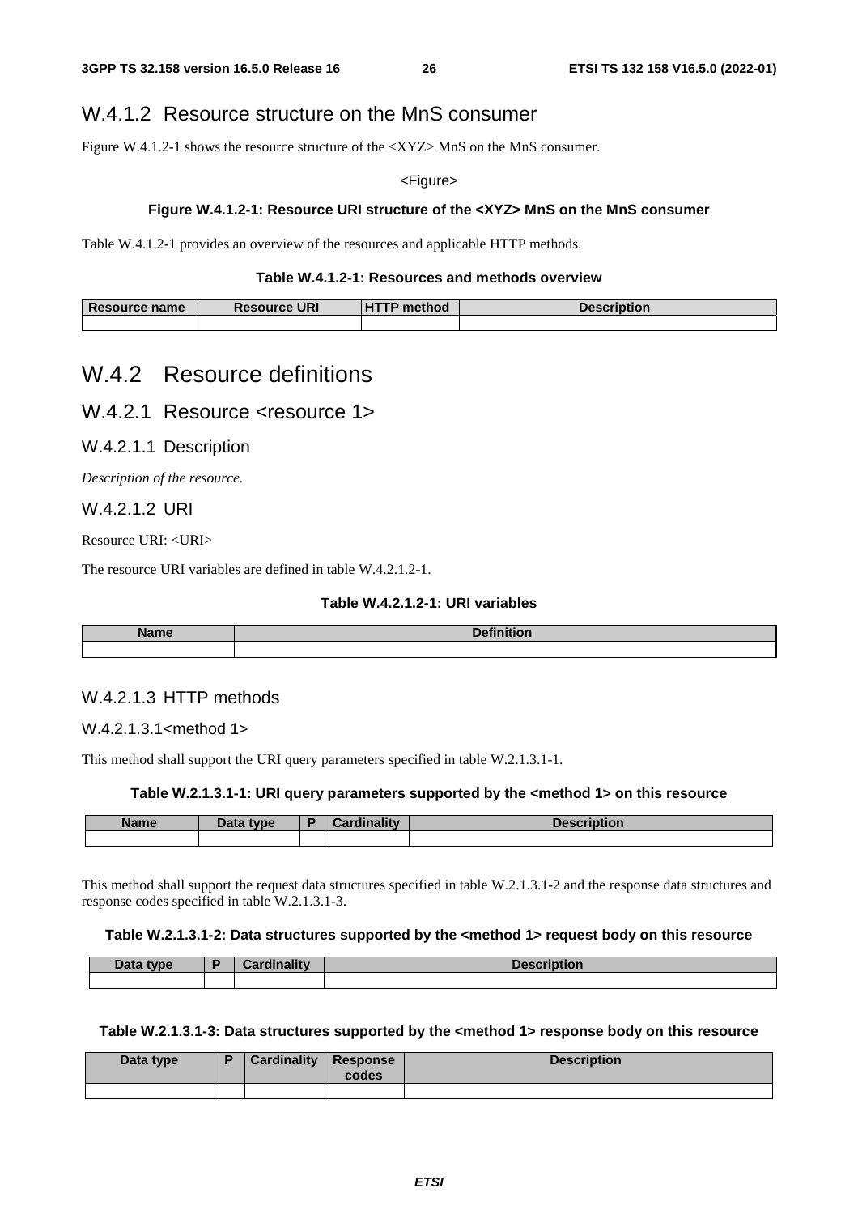### W.4.1.2 Resource structure on the MnS consumer

Figure W.4.1.2-1 shows the resource structure of the <XYZ> MnS on the MnS consumer.

<Figure>

**Figure W.4.1.2-1: Resource URI structure of the <XYZ> MnS on the MnS consumer**

Table W.4.1.2-1 provides an overview of the resources and applicable HTTP methods.

**Table W.4.1.2-1: Resources and methods overview**

| Resource name | Resource URI | HTTP method | Description |
|---|---|---|---|
| | | | |

## W.4.2 Resource definitions

### W.4.2.1 Resource <resource 1>

#### W.4.2.1.1 Description

*Description of the resource.*

#### W.4.2.1.2 URI

Resource URI: <URI>

The resource URI variables are defined in table W.4.2.1.2-1.

**Table W.4.2.1.2-1: URI variables**

| Name | Definition |
|---|---|
| | |

#### W.4.2.1.3 HTTP methods

##### W.4.2.1.3.1<method 1>

This method shall support the URI query parameters specified in table W.2.1.3.1-1.

**Table W.2.1.3.1-1: URI query parameters supported by the <method 1> on this resource**

| Name | Data type | P | Cardinality | Description |
|---|---|---|---|---|
| | | | | |

This method shall support the request data structures specified in table W.2.1.3.1-2 and the response data structures and response codes specified in table W.2.1.3.1-3.

**Table W.2.1.3.1-2: Data structures supported by the <method 1> request body on this resource**

| Data type | P | Cardinality | Description |
|---|---|---|---|
| | | | |

**Table W.2.1.3.1-3: Data structures supported by the <method 1> response body on this resource**

| Data type | P | Cardinality | Response codes | Description |
|---|---|---|---|---|
| | | | | |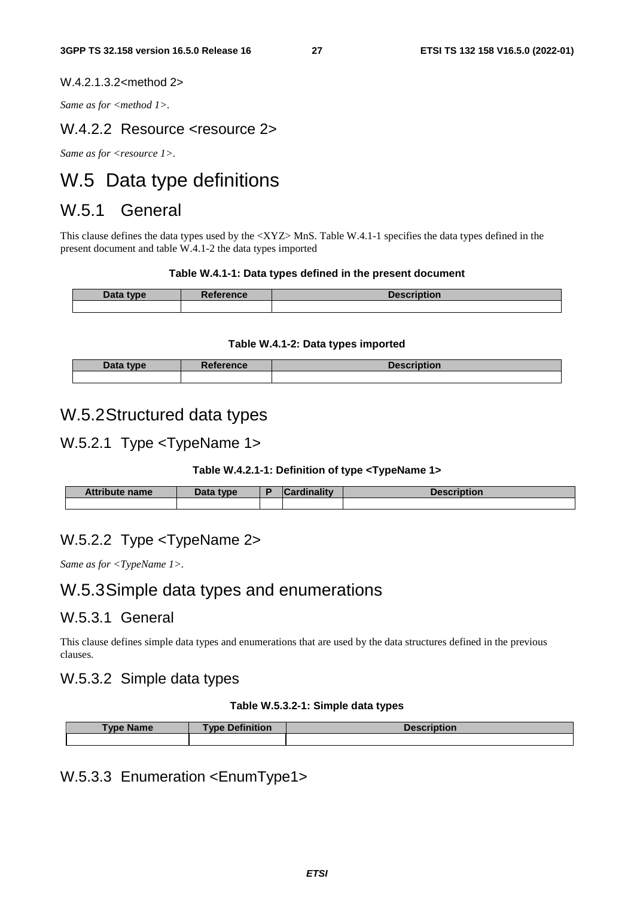#### W.4.2.1.3.2<method 2>

*Same as for <method 1>.*

### W.4.2.2 Resource <resource 2>

*Same as for <resource 1>.*

# W.5 Data type definitions

## W.5.1 General

This clause defines the data types used by the <XYZ> MnS. Table W.4.1-1 specifies the data types defined in the present document and table W.4.1-2 the data types imported

**Table W.4.1-1: Data types defined in the present document**

| Data type | Reference | Description |
|---|---|---|
| | | |

**Table W.4.1-2: Data types imported**

| Data type | Reference | Description |
|---|---|---|
| | | |

## W.5.2 Structured data types

### W.5.2.1 Type <TypeName 1>

**Table W.4.2.1-1: Definition of type <TypeName 1>**

| Attribute name | Data type | P | Cardinality | Description |
|---|---|---|---|---|
| | | | | |

### W.5.2.2 Type <TypeName 2>

*Same as for <TypeName 1>.*

## W.5.3 Simple data types and enumerations

### W.5.3.1 General

This clause defines simple data types and enumerations that are used by the data structures defined in the previous clauses.

### W.5.3.2 Simple data types

**Table W.5.3.2-1: Simple data types**

| Type Name | Type Definition | Description |
|---|---|---|
| | | |

### W.5.3.3 Enumeration <EnumType1>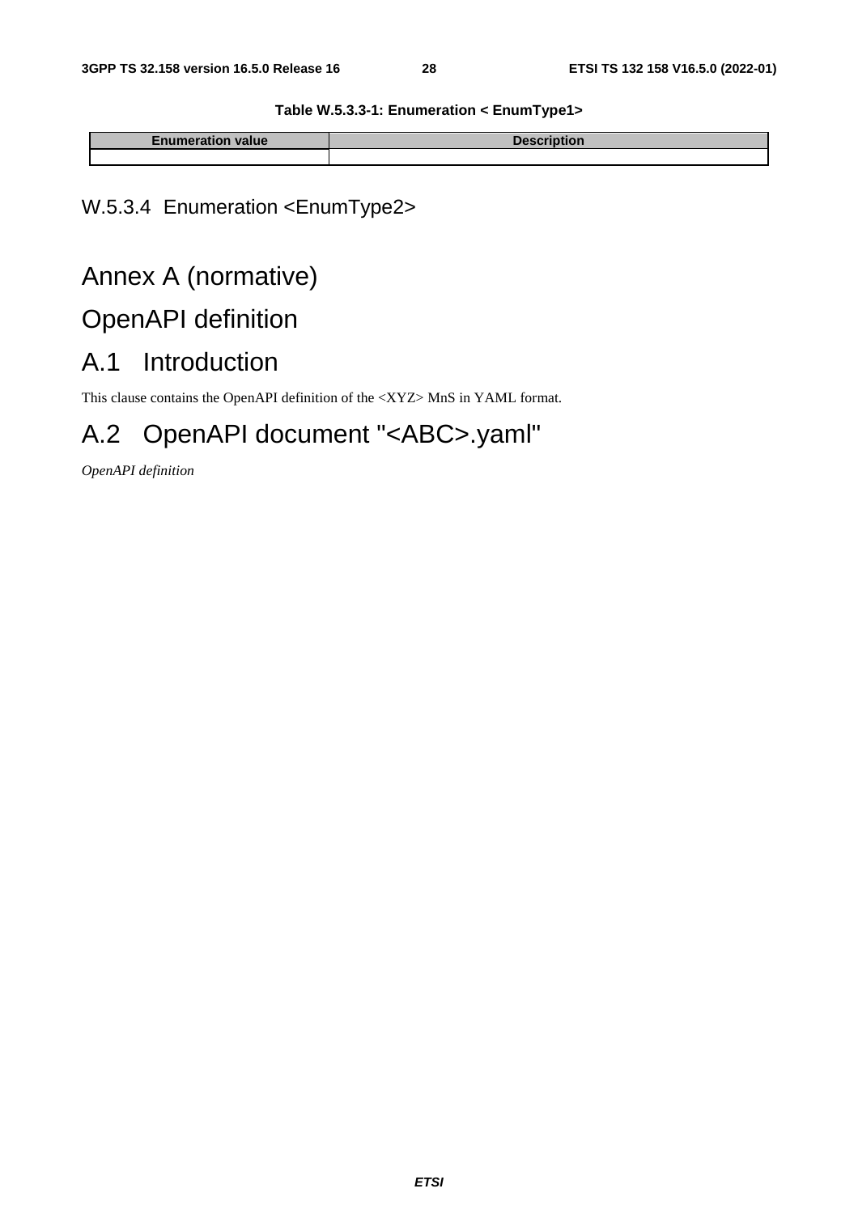**Table W.5.3.3-1: Enumeration < EnumType1>**

| Enumeration value | Description |
|---|---|
| | |

#### W.5.3.4 Enumeration <EnumType2>

# Annex A (normative)
# OpenAPI definition

# A.1 Introduction

This clause contains the OpenAPI definition of the <XYZ> MnS in YAML format.

# A.2 OpenAPI document "<ABC>.yaml"

*OpenAPI definition*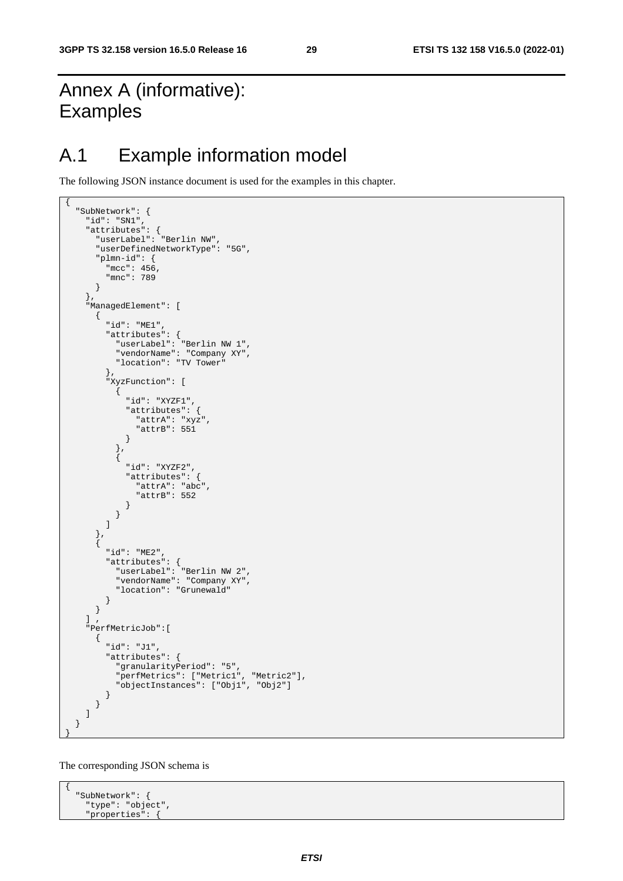# Annex A (informative): Examples

## A.1 Example information model

The following JSON instance document is used for the examples in this chapter.

```
{
  "SubNetwork": {
    "id": "SN1",
    "attributes": {
      "userLabel": "Berlin NW",
      "userDefinedNetworkType": "5G",
      "plmn-id": {
        "mcc": 456,
        "mnc": 789
      }
    },
    "ManagedElement": [
      {
        "id": "ME1",
        "attributes": {
          "userLabel": "Berlin NW 1",
          "vendorName": "Company XY",
          "location": "TV Tower"
        },
        "XyzFunction": [
          {
            "id": "XYZF1",
            "attributes": {
              "attrA": "xyz",
              "attrB": 551
            }
          },
          {
            "id": "XYZF2",
            "attributes": {
              "attrA": "abc",
              "attrB": 552
            }
          }
        ]
      },
      {
        "id": "ME2",
        "attributes": {
          "userLabel": "Berlin NW 2",
          "vendorName": "Company XY",
          "location": "Grunewald"
        }
      }
    ] ,
    "PerfMetricJob":[
      {
        "id": "J1",
        "attributes": {
          "granularityPeriod": "5",
          "perfMetrics": ["Metric1", "Metric2"],
          "objectInstances": ["Obj1", "Obj2"]
        }
      }
    ]
  }
}
```

The corresponding JSON schema is

```
{
  "SubNetwork": {
    "type": "object",
    "properties": {
```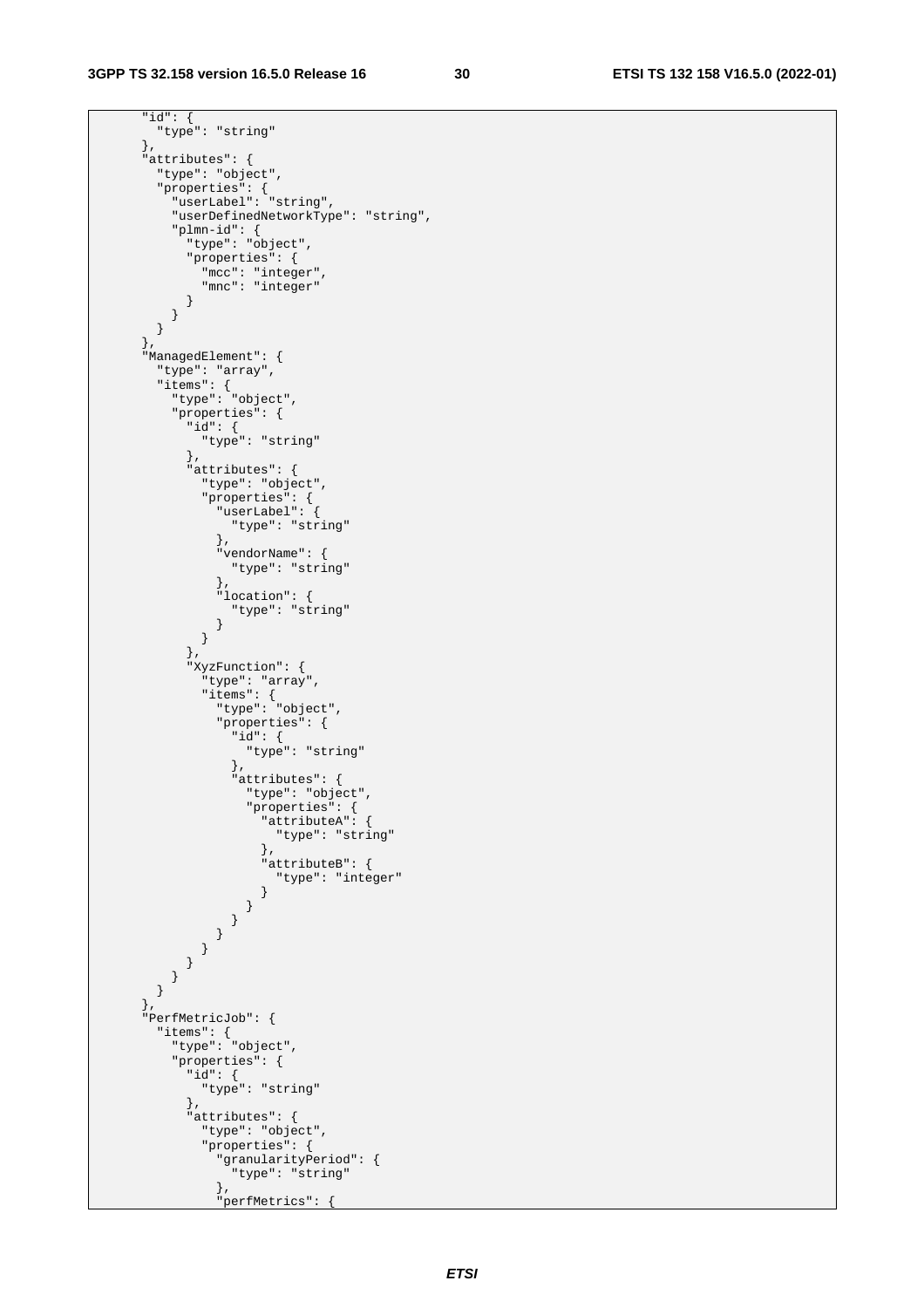```
      "id": {
        "type": "string"
      },
      "attributes": {
        "type": "object",
        "properties": {
          "userLabel": "string",
          "userDefinedNetworkType": "string",
          "plmn-id": {
            "type": "object",
            "properties": {
              "mcc": "integer",
              "mnc": "integer"
            }
          }
        }
      },
      "ManagedElement": {
        "type": "array",
        "items": {
          "type": "object",
          "properties": {
            "id": {
              "type": "string"
            },
            "attributes": {
              "type": "object",
              "properties": {
                "userLabel": {
                  "type": "string"
                },
                "vendorName": {
                  "type": "string"
                },
                "location": {
                  "type": "string"
                }
              }
            },
            "XyzFunction": {
              "type": "array",
              "items": {
                "type": "object",
                "properties": {
                  "id": {
                    "type": "string"
                  },
                  "attributes": {
                    "type": "object",
                    "properties": {
                      "attributeA": {
                        "type": "string"
                      },
                      "attributeB": {
                        "type": "integer"
                      }
                    }
                  }
                }
              }
            }
          }
        }
      },
      "PerfMetricJob": {
        "items": {
          "type": "object",
          "properties": {
            "id": {
              "type": "string"
            },
            "attributes": {
              "type": "object",
              "properties": {
                "granularityPeriod": {
                  "type": "string"
                },
                "perfMetrics": {
```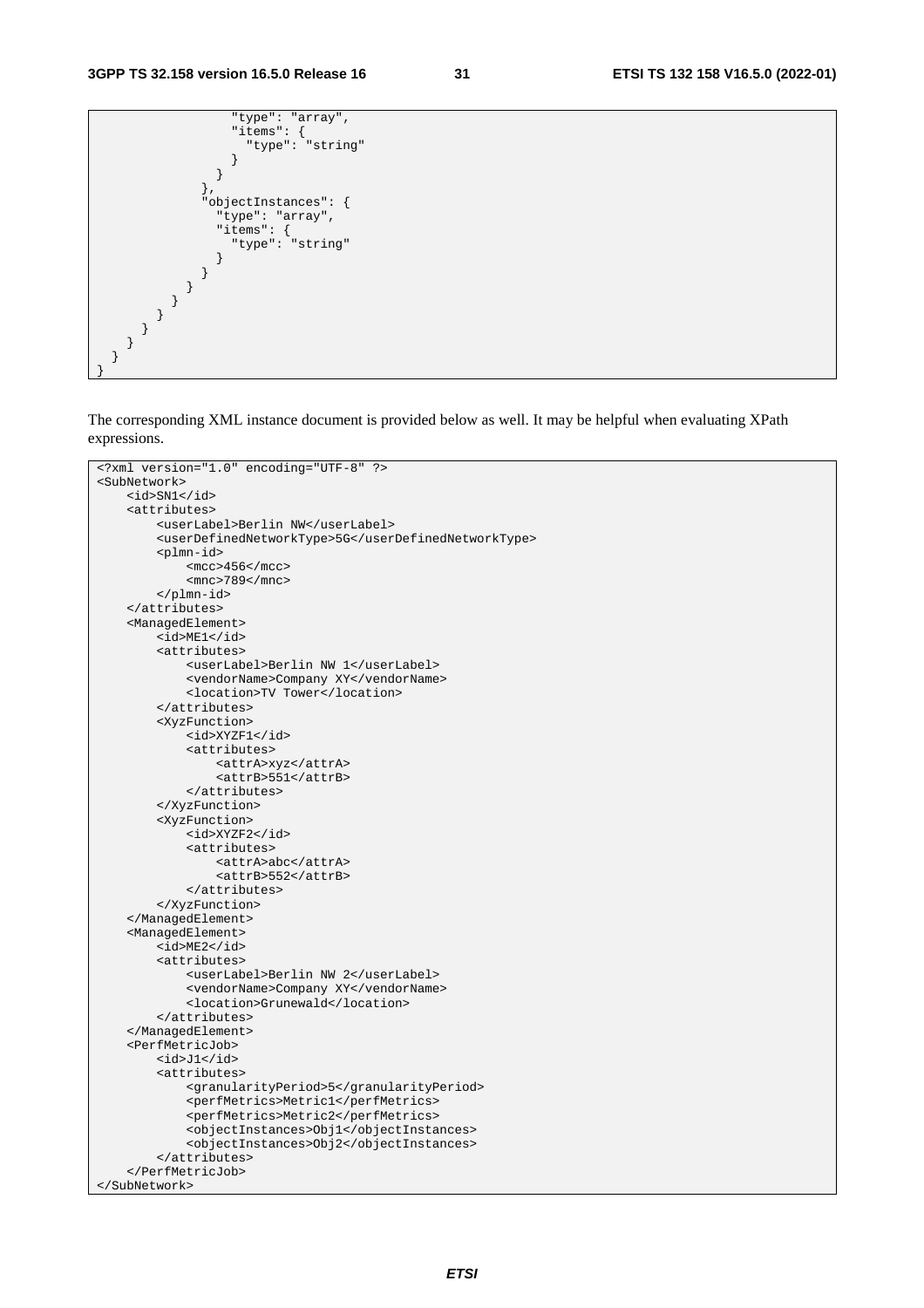```
                "type": "array",
                "items": {
                  "type": "string"
                }
              }
            },
            "objectInstances": {
              "type": "array",
              "items": {
                "type": "string"
              }
            }
          }
        }
      }
    }
  }
}
```

The corresponding XML instance document is provided below as well. It may be helpful when evaluating XPath expressions.

```
<?xml version="1.0" encoding="UTF-8" ?>
<SubNetwork>
    <id>SN1</id>
    <attributes>
        <userLabel>Berlin NW</userLabel>
        <userDefinedNetworkType>5G</userDefinedNetworkType>
        <plmn-id>
            <mcc>456</mcc>
            <mnc>789</mnc>
        </plmn-id>
    </attributes>
    <ManagedElement>
        <id>ME1</id>
        <attributes>
            <userLabel>Berlin NW 1</userLabel>
            <vendorName>Company XY</vendorName>
            <location>TV Tower</location>
        </attributes>
        <XyzFunction>
            <id>XYZF1</id>
            <attributes>
                <attrA>xyz</attrA>
                <attrB>551</attrB>
            </attributes>
        </XyzFunction>
        <XyzFunction>
            <id>XYZF2</id>
            <attributes>
                <attrA>abc</attrA>
                <attrB>552</attrB>
            </attributes>
        </XyzFunction>
    </ManagedElement>
    <ManagedElement>
        <id>ME2</id>
        <attributes>
            <userLabel>Berlin NW 2</userLabel>
            <vendorName>Company XY</vendorName>
            <location>Grunewald</location>
        </attributes>
    </ManagedElement>
    <PerfMetricJob>
        <id>J1</id>
        <attributes>
            <granularityPeriod>5</granularityPeriod>
            <perfMetrics>Metric1</perfMetrics>
            <perfMetrics>Metric2</perfMetrics>
            <objectInstances>Obj1</objectInstances>
            <objectInstances>Obj2</objectInstances>
        </attributes>
    </PerfMetricJob>
</SubNetwork>
```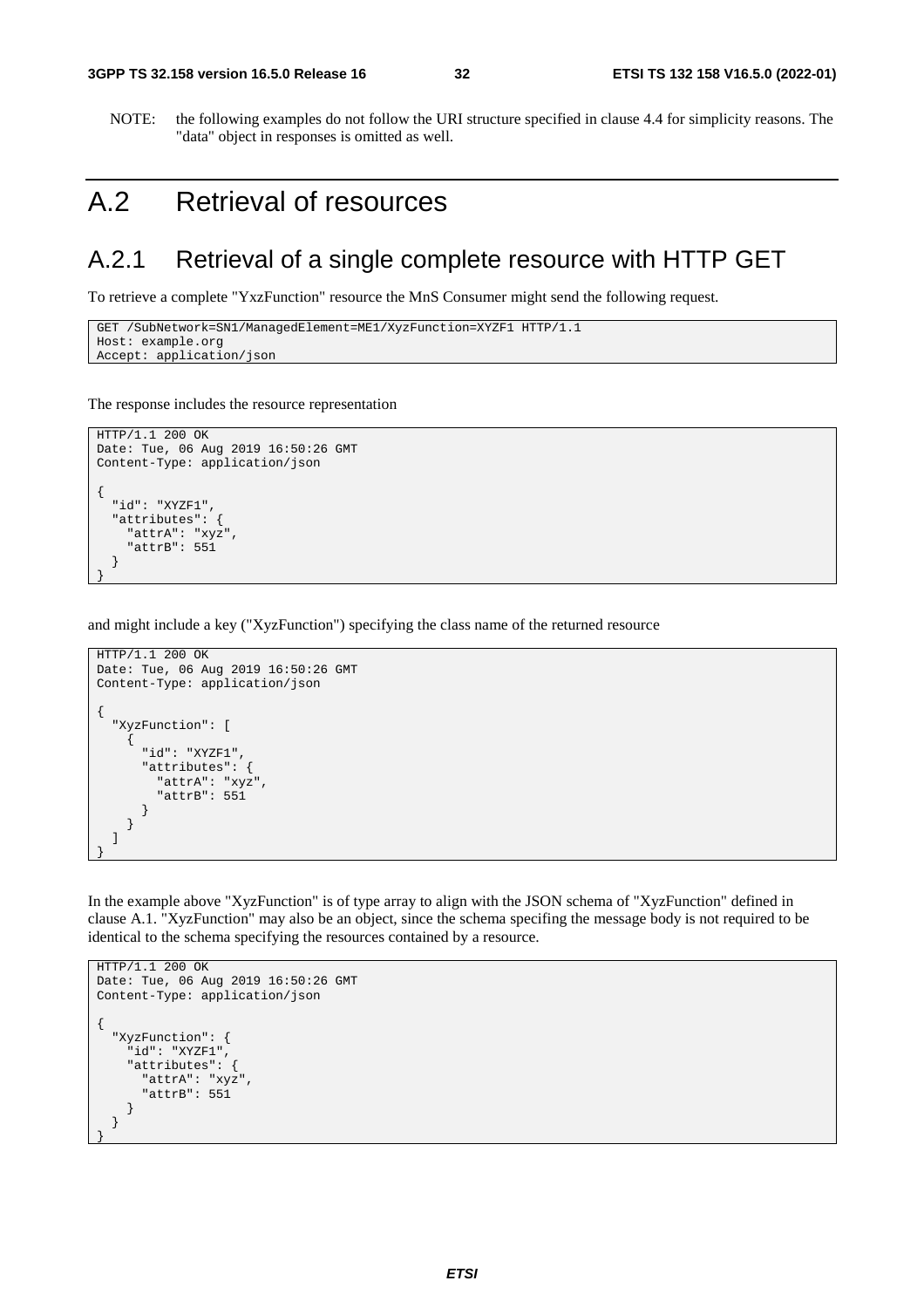NOTE: the following examples do not follow the URI structure specified in clause 4.4 for simplicity reasons. The "data" object in responses is omitted as well.

# A.2 Retrieval of resources

## A.2.1 Retrieval of a single complete resource with HTTP GET

To retrieve a complete "YxzFunction" resource the MnS Consumer might send the following request.

```
GET /SubNetwork=SN1/ManagedElement=ME1/XyzFunction=XYZF1 HTTP/1.1
Host: example.org
Accept: application/json
```

The response includes the resource representation

```
HTTP/1.1 200 OK
Date: Tue, 06 Aug 2019 16:50:26 GMT
Content-Type: application/json

{
  "id": "XYZF1",
  "attributes": {
    "attrA": "xyz",
    "attrB": 551
  }
}
```

and might include a key ("XyzFunction") specifying the class name of the returned resource

```
HTTP/1.1 200 OK
Date: Tue, 06 Aug 2019 16:50:26 GMT
Content-Type: application/json

{
  "XyzFunction": [
    {
      "id": "XYZF1",
      "attributes": {
        "attrA": "xyz",
        "attrB": 551
      }
    }
  ]
}
```

In the example above "XyzFunction" is of type array to align with the JSON schema of "XyzFunction" defined in clause A.1. "XyzFunction" may also be an object, since the schema specifing the message body is not required to be identical to the schema specifying the resources contained by a resource.

```
HTTP/1.1 200 OK
Date: Tue, 06 Aug 2019 16:50:26 GMT
Content-Type: application/json

{
  "XyzFunction": {
    "id": "XYZF1",
    "attributes": {
      "attrA": "xyz",
      "attrB": 551
    }
  }
}
```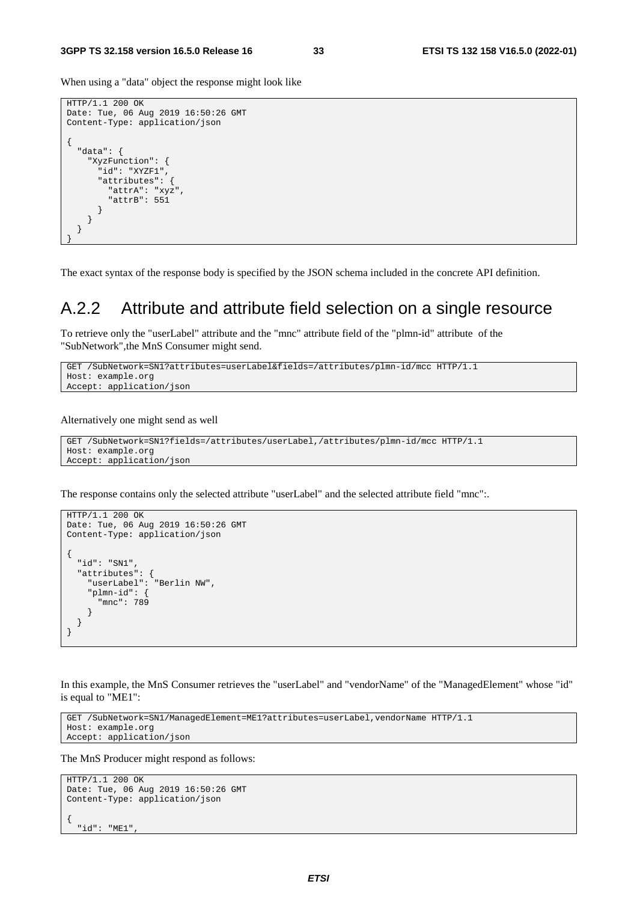When using a "data" object the response might look like

```
HTTP/1.1 200 OK
Date: Tue, 06 Aug 2019 16:50:26 GMT
Content-Type: application/json

{
  "data": {
    "XyzFunction": {
      "id": "XYZF1",
      "attributes": {
        "attrA": "xyz",
        "attrB": 551
      }
    }
  }
}
```

The exact syntax of the response body is specified by the JSON schema included in the concrete API definition.

## A.2.2 Attribute and attribute field selection on a single resource

To retrieve only the "userLabel" attribute and the "mnc" attribute field of the "plmn-id" attribute of the "SubNetwork",the MnS Consumer might send.

```
GET /SubNetwork=SN1?attributes=userLabel&fields=/attributes/plmn-id/mcc HTTP/1.1
Host: example.org
Accept: application/json
```

Alternatively one might send as well

```
GET /SubNetwork=SN1?fields=/attributes/userLabel,/attributes/plmn-id/mcc HTTP/1.1
Host: example.org
Accept: application/json
```

The response contains only the selected attribute "userLabel" and the selected attribute field "mnc":.

```
HTTP/1.1 200 OK
Date: Tue, 06 Aug 2019 16:50:26 GMT
Content-Type: application/json

{
  "id": "SN1",
  "attributes": {
    "userLabel": "Berlin NW",
    "plmn-id": {
      "mnc": 789
    }
  }
}
```

In this example, the MnS Consumer retrieves the "userLabel" and "vendorName" of the "ManagedElement" whose "id" is equal to "ME1":

```
GET /SubNetwork=SN1/ManagedElement=ME1?attributes=userLabel,vendorName HTTP/1.1
Host: example.org
Accept: application/json
```

The MnS Producer might respond as follows:

```
HTTP/1.1 200 OK
Date: Tue, 06 Aug 2019 16:50:26 GMT
Content-Type: application/json

{
  "id": "ME1",
```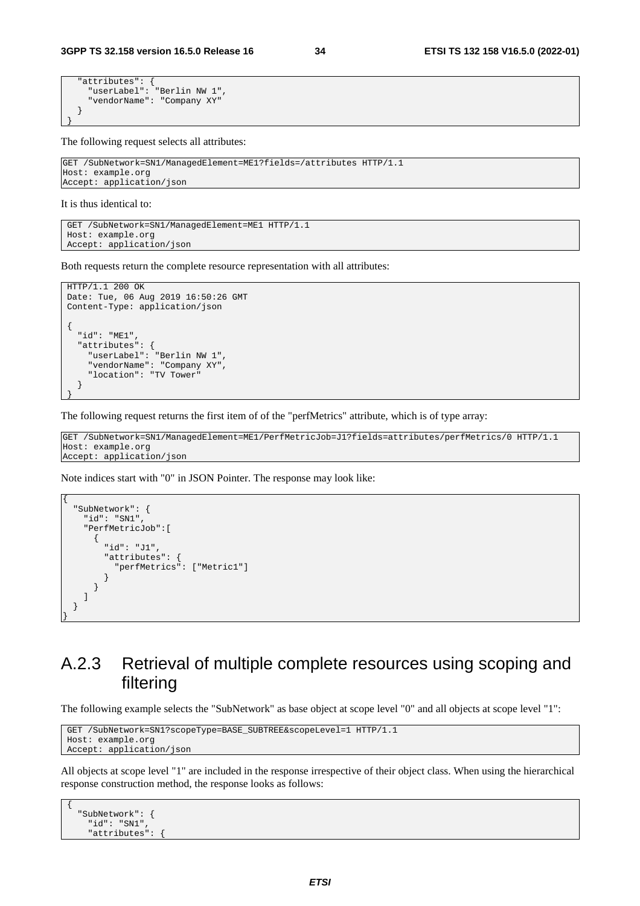```
  "attributes": {
    "userLabel": "Berlin NW 1",
    "vendorName": "Company XY"
  }
}
```

The following request selects all attributes:

```
GET /SubNetwork=SN1/ManagedElement=ME1?fields=/attributes HTTP/1.1
Host: example.org
Accept: application/json
```

It is thus identical to:

```
GET /SubNetwork=SN1/ManagedElement=ME1 HTTP/1.1
Host: example.org
Accept: application/json
```

Both requests return the complete resource representation with all attributes:

```
HTTP/1.1 200 OK
Date: Tue, 06 Aug 2019 16:50:26 GMT
Content-Type: application/json

{
  "id": "ME1",
  "attributes": {
    "userLabel": "Berlin NW 1",
    "vendorName": "Company XY",
    "location": "TV Tower"
  }
}
```

The following request returns the first item of of the "perfMetrics" attribute, which is of type array:

```
GET /SubNetwork=SN1/ManagedElement=ME1/PerfMetricJob=J1?fields=attributes/perfMetrics/0 HTTP/1.1
Host: example.org
Accept: application/json
```

Note indices start with "0" in JSON Pointer. The response may look like:

```
{
  "SubNetwork": {
    "id": "SN1",
    "PerfMetricJob":[
      {
        "id": "J1",
        "attributes": {
          "perfMetrics": ["Metric1"]
        }
      }
    ]
  }
}
```

## A.2.3 Retrieval of multiple complete resources using scoping and filtering

The following example selects the "SubNetwork" as base object at scope level "0" and all objects at scope level "1":

```
GET /SubNetwork=SN1?scopeType=BASE_SUBTREE&scopeLevel=1 HTTP/1.1
Host: example.org
Accept: application/json
```

All objects at scope level "1" are included in the response irrespective of their object class. When using the hierarchical response construction method, the response looks as follows:

```
{
  "SubNetwork": {
    "id": "SN1",
    "attributes": {
```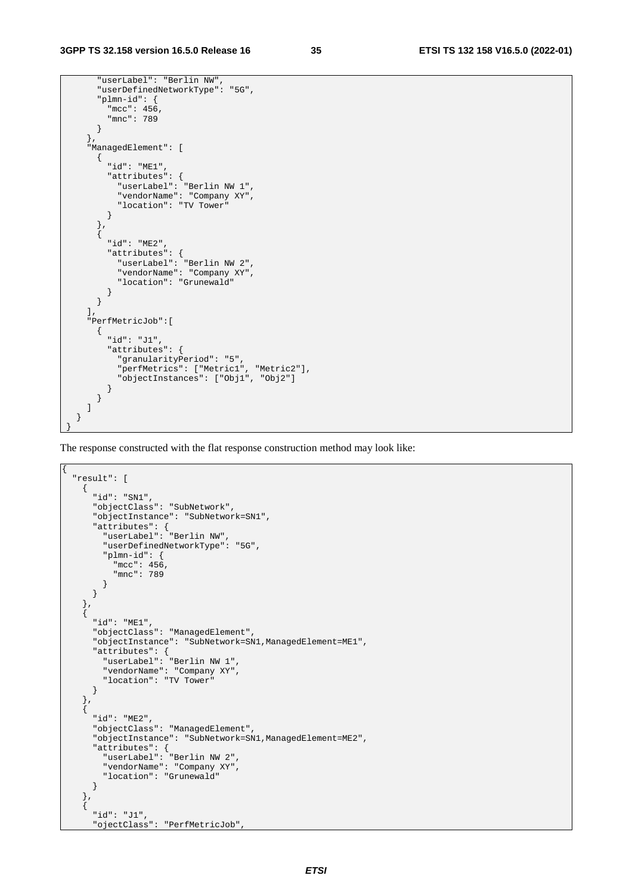```
      "userLabel": "Berlin NW",
      "userDefinedNetworkType": "5G",
      "plmn-id": {
        "mcc": 456,
        "mnc": 789
      }
    },
    "ManagedElement": [
      {
        "id": "ME1",
        "attributes": {
          "userLabel": "Berlin NW 1",
          "vendorName": "Company XY",
          "location": "TV Tower"
        }
      },
      {
        "id": "ME2",
        "attributes": {
          "userLabel": "Berlin NW 2",
          "vendorName": "Company XY",
          "location": "Grunewald"
        }
      }
    ],
    "PerfMetricJob":[
      {
        "id": "J1",
        "attributes": {
          "granularityPeriod": "5",
          "perfMetrics": ["Metric1", "Metric2"],
          "objectInstances": ["Obj1", "Obj2"]
        }
      }
    ]
  }
}
```

The response constructed with the flat response construction method may look like:

```
{
  "result": [
    {
      "id": "SN1",
      "objectClass": "SubNetwork",
      "objectInstance": "SubNetwork=SN1",
      "attributes": {
        "userLabel": "Berlin NW",
        "userDefinedNetworkType": "5G",
        "plmn-id": {
          "mcc": 456,
          "mnc": 789
        }
      }
    },
    {
      "id": "ME1",
      "objectClass": "ManagedElement",
      "objectInstance": "SubNetwork=SN1,ManagedElement=ME1",
      "attributes": {
        "userLabel": "Berlin NW 1",
        "vendorName": "Company XY",
        "location": "TV Tower"
      }
    },
    {
      "id": "ME2",
      "objectClass": "ManagedElement",
      "objectInstance": "SubNetwork=SN1,ManagedElement=ME2",
      "attributes": {
        "userLabel": "Berlin NW 2",
        "vendorName": "Company XY",
        "location": "Grunewald"
      }
    },
    {
      "id": "J1",
      "ojectClass": "PerfMetricJob",
```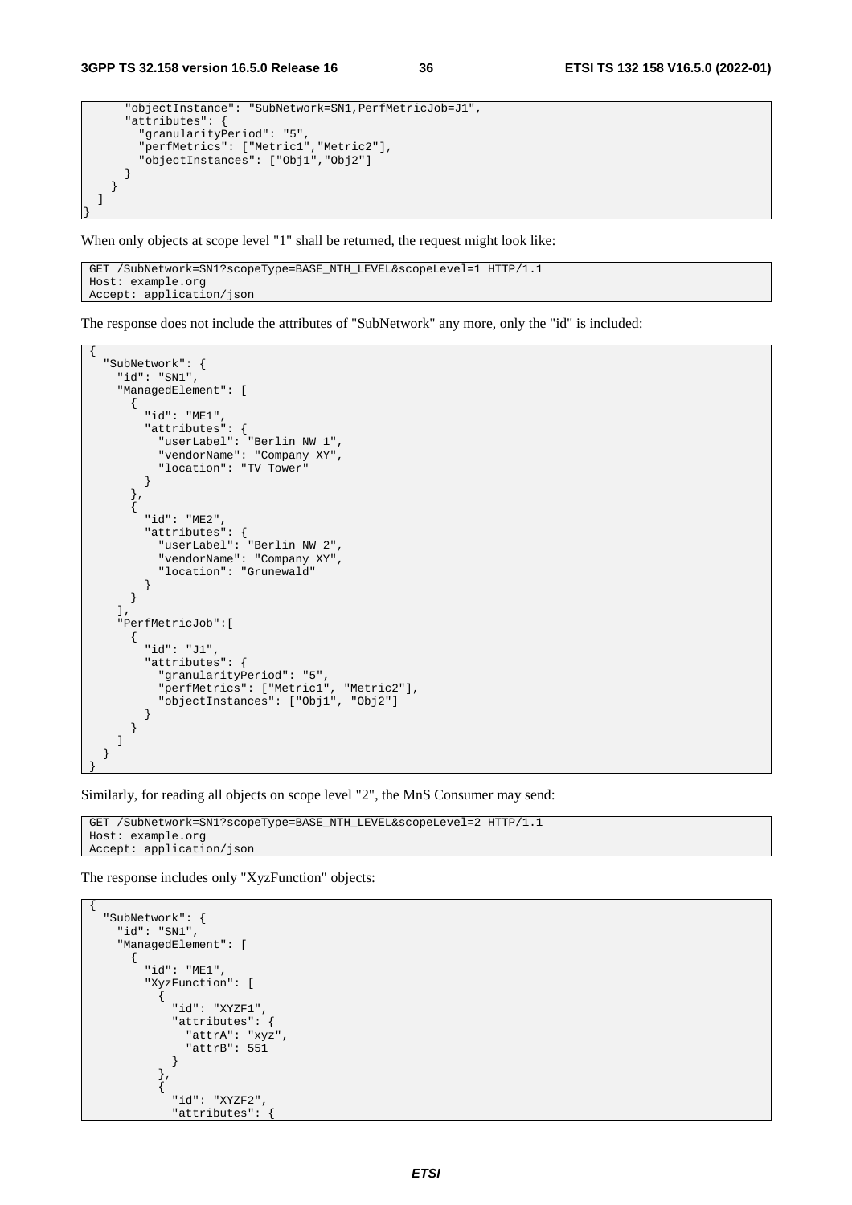```
      "objectInstance": "SubNetwork=SN1,PerfMetricJob=J1",
      "attributes": {
        "granularityPeriod": "5",
        "perfMetrics": ["Metric1","Metric2"],
        "objectInstances": ["Obj1","Obj2"]
      }
    }
  ]
}
```

When only objects at scope level "1" shall be returned, the request might look like:

```
GET /SubNetwork=SN1?scopeType=BASE_NTH_LEVEL&scopeLevel=1 HTTP/1.1
Host: example.org
Accept: application/json
```

The response does not include the attributes of "SubNetwork" any more, only the "id" is included:

```
{
  "SubNetwork": {
    "id": "SN1",
    "ManagedElement": [
      {
        "id": "ME1",
        "attributes": {
          "userLabel": "Berlin NW 1",
          "vendorName": "Company XY",
          "location": "TV Tower"
        }
      },
      {
        "id": "ME2",
        "attributes": {
          "userLabel": "Berlin NW 2",
          "vendorName": "Company XY",
          "location": "Grunewald"
        }
      }
    ],
    "PerfMetricJob":[
      {
        "id": "J1",
        "attributes": {
          "granularityPeriod": "5",
          "perfMetrics": ["Metric1", "Metric2"],
          "objectInstances": ["Obj1", "Obj2"]
        }
      }
    ]
  }
}
```

Similarly, for reading all objects on scope level "2", the MnS Consumer may send:

```
GET /SubNetwork=SN1?scopeType=BASE_NTH_LEVEL&scopeLevel=2 HTTP/1.1
Host: example.org
Accept: application/json
```

The response includes only "XyzFunction" objects:

```
{
  "SubNetwork": {
    "id": "SN1",
    "ManagedElement": [
      {
        "id": "ME1",
        "XyzFunction": [
          {
            "id": "XYZF1",
            "attributes": {
              "attrA": "xyz",
              "attrB": 551
            }
          },
          {
            "id": "XYZF2",
            "attributes": {
```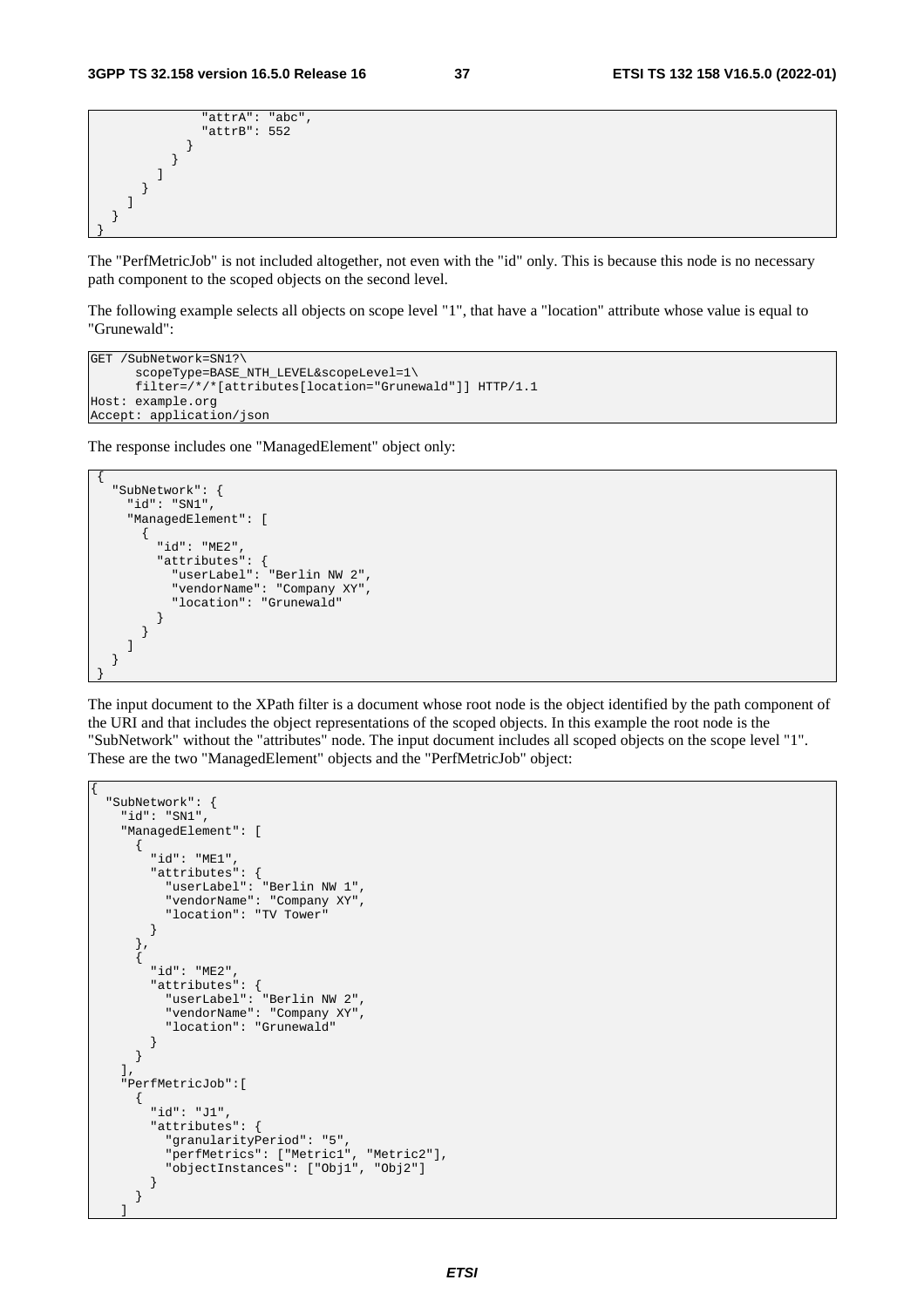```
              "attrA": "abc",
              "attrB": 552
            }
          }
        ]
      }
    ]
  }
}
```

The "PerfMetricJob" is not included altogether, not even with the "id" only. This is because this node is no necessary path component to the scoped objects on the second level.

The following example selects all objects on scope level "1", that have a "location" attribute whose value is equal to "Grunewald":

```
GET /SubNetwork=SN1?\
      scopeType=BASE_NTH_LEVEL&scopeLevel=1\
      filter=/*/*[attributes[location="Grunewald"]] HTTP/1.1
Host: example.org
Accept: application/json
```

The response includes one "ManagedElement" object only:

```
{
  "SubNetwork": {
    "id": "SN1",
    "ManagedElement": [
      {
        "id": "ME2",
        "attributes": {
          "userLabel": "Berlin NW 2",
          "vendorName": "Company XY",
          "location": "Grunewald"
        }
      }
    ]
  }
}
```

The input document to the XPath filter is a document whose root node is the object identified by the path component of the URI and that includes the object representations of the scoped objects. In this example the root node is the "SubNetwork" without the "attributes" node. The input document includes all scoped objects on the scope level "1". These are the two "ManagedElement" objects and the "PerfMetricJob" object:

```
{
  "SubNetwork": {
    "id": "SN1",
    "ManagedElement": [
      {
        "id": "ME1",
        "attributes": {
          "userLabel": "Berlin NW 1",
          "vendorName": "Company XY",
          "location": "TV Tower"
        }
      },
      {
        "id": "ME2",
        "attributes": {
          "userLabel": "Berlin NW 2",
          "vendorName": "Company XY",
          "location": "Grunewald"
        }
      }
    ],
    "PerfMetricJob":[
      {
        "id": "J1",
        "attributes": {
          "granularityPeriod": "5",
          "perfMetrics": ["Metric1", "Metric2"],
          "objectInstances": ["Obj1", "Obj2"]
        }
      }
    ]
```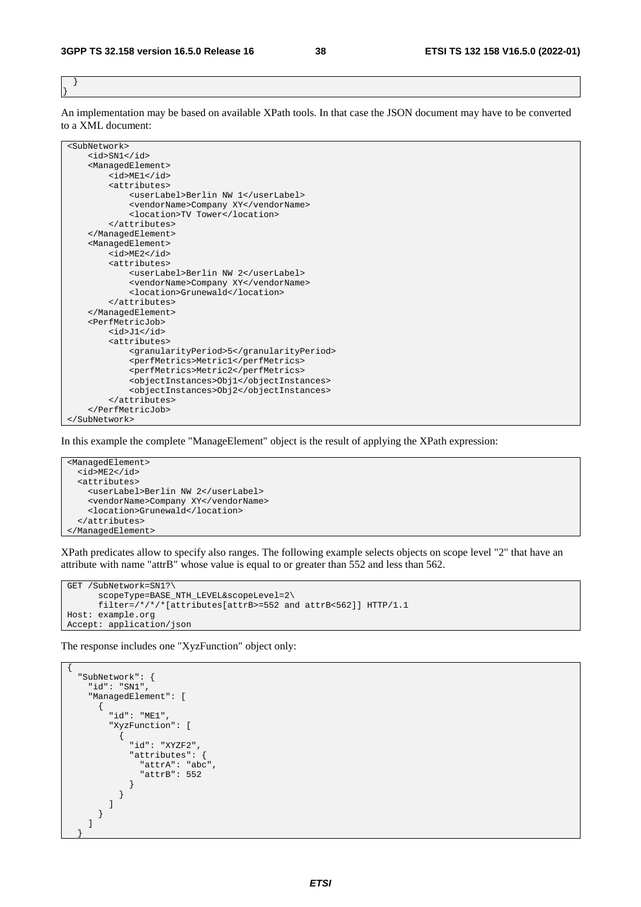```
  }
}
```

An implementation may be based on available XPath tools. In that case the JSON document may have to be converted to a XML document:

```
<SubNetwork>
    <id>SN1</id>
    <ManagedElement>
        <id>ME1</id>
        <attributes>
            <userLabel>Berlin NW 1</userLabel>
            <vendorName>Company XY</vendorName>
            <location>TV Tower</location>
        </attributes>
    </ManagedElement>
    <ManagedElement>
        <id>ME2</id>
        <attributes>
            <userLabel>Berlin NW 2</userLabel>
            <vendorName>Company XY</vendorName>
            <location>Grunewald</location>
        </attributes>
    </ManagedElement>
    <PerfMetricJob>
        <id>J1</id>
        <attributes>
            <granularityPeriod>5</granularityPeriod>
            <perfMetrics>Metric1</perfMetrics>
            <perfMetrics>Metric2</perfMetrics>
            <objectInstances>Obj1</objectInstances>
            <objectInstances>Obj2</objectInstances>
        </attributes>
    </PerfMetricJob>
</SubNetwork>
```

In this example the complete "ManageElement" object is the result of applying the XPath expression:

```
<ManagedElement>
  <id>ME2</id>
  <attributes>
    <userLabel>Berlin NW 2</userLabel>
    <vendorName>Company XY</vendorName>
    <location>Grunewald</location>
  </attributes>
</ManagedElement>
```

XPath predicates allow to specify also ranges. The following example selects objects on scope level "2" that have an attribute with name "attrB" whose value is equal to or greater than 552 and less than 562.

```
GET /SubNetwork=SN1?\
      scopeType=BASE_NTH_LEVEL&scopeLevel=2\
      filter=/*/*/*[attributes[attrB>=552 and attrB<562]] HTTP/1.1
Host: example.org
Accept: application/json
```

The response includes one "XyzFunction" object only:

```
{
  "SubNetwork": {
    "id": "SN1",
    "ManagedElement": [
      {
        "id": "ME1",
        "XyzFunction": [
          {
            "id": "XYZF2",
            "attributes": {
              "attrA": "abc",
              "attrB": 552
            }
          }
        ]
      }
    ]
  }
```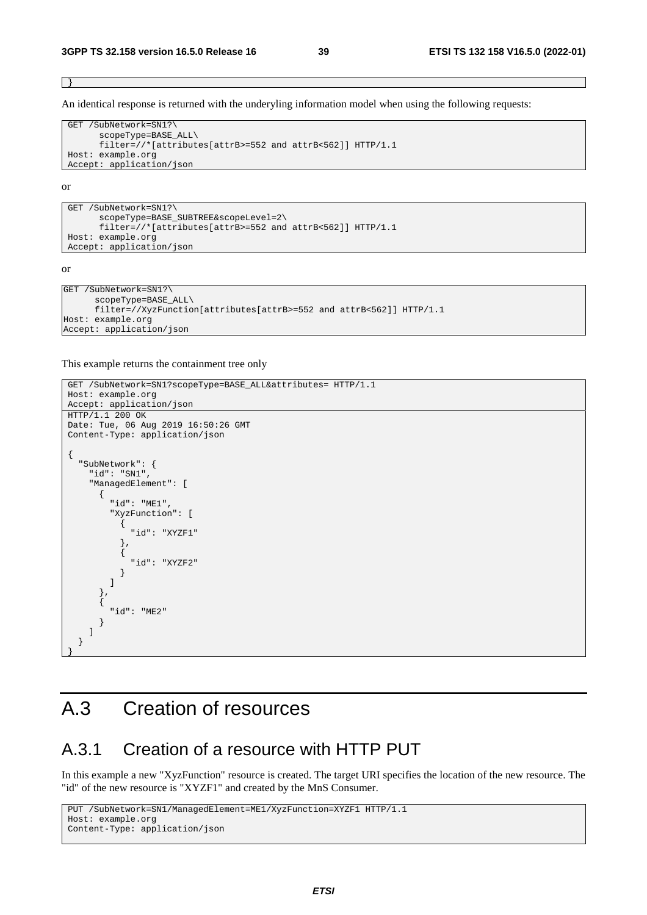```
}
```

An identical response is returned with the underyling information model when using the following requests:

```
GET /SubNetwork=SN1?\
      scopeType=BASE_ALL\
      filter=//*[attributes[attrB>=552 and attrB<562]] HTTP/1.1
Host: example.org
Accept: application/json
```

or

```
GET /SubNetwork=SN1?\
      scopeType=BASE_SUBTREE&scopeLevel=2\
      filter=//*[attributes[attrB>=552 and attrB<562]] HTTP/1.1
Host: example.org
Accept: application/json
```

or

```
GET /SubNetwork=SN1?\
      scopeType=BASE_ALL\
      filter=//XyzFunction[attributes[attrB>=552 and attrB<562]] HTTP/1.1
Host: example.org
Accept: application/json
```

This example returns the containment tree only

```
GET /SubNetwork=SN1?scopeType=BASE_ALL&attributes= HTTP/1.1
Host: example.org
Accept: application/json
```

```
HTTP/1.1 200 OK
Date: Tue, 06 Aug 2019 16:50:26 GMT
Content-Type: application/json

{
  "SubNetwork": {
    "id": "SN1",
    "ManagedElement": [
      {
        "id": "ME1",
        "XyzFunction": [
          {
            "id": "XYZF1"
          },
          {
            "id": "XYZF2"
          }
        ]
      },
      {
        "id": "ME2"
      }
    ]
  }
}
```

# A.3 Creation of resources

## A.3.1 Creation of a resource with HTTP PUT

In this example a new "XyzFunction" resource is created. The target URI specifies the location of the new resource. The "id" of the new resource is "XYZF1" and created by the MnS Consumer.

```
PUT /SubNetwork=SN1/ManagedElement=ME1/XyzFunction=XYZF1 HTTP/1.1
Host: example.org
Content-Type: application/json
```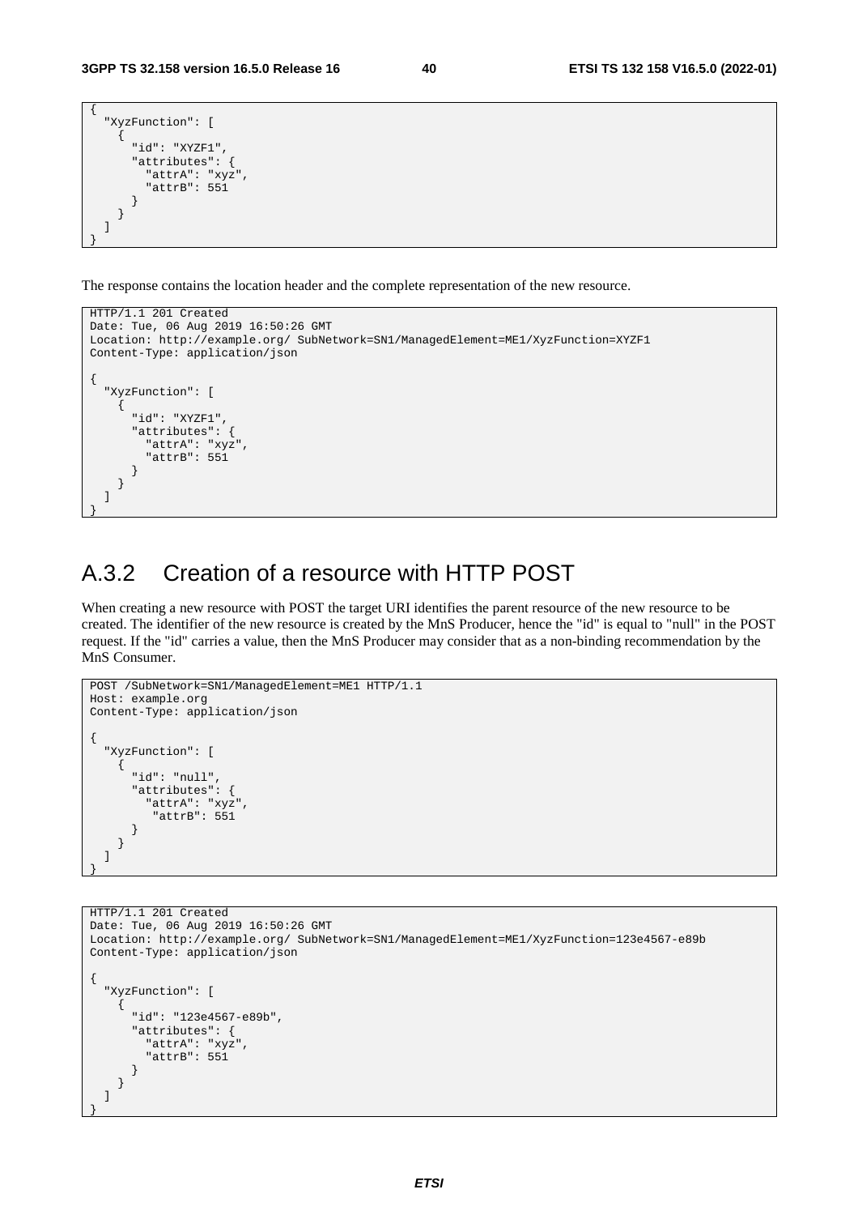```
{
  "XyzFunction": [
    {
      "id": "XYZF1",
      "attributes": {
        "attrA": "xyz",
        "attrB": 551
      }
    }
  ]
}
```

The response contains the location header and the complete representation of the new resource.

```
HTTP/1.1 201 Created
Date: Tue, 06 Aug 2019 16:50:26 GMT
Location: http://example.org/ SubNetwork=SN1/ManagedElement=ME1/XyzFunction=XYZF1
Content-Type: application/json

{
  "XyzFunction": [
    {
      "id": "XYZF1",
      "attributes": {
        "attrA": "xyz",
        "attrB": 551
      }
    }
  ]
}
```

## A.3.2 Creation of a resource with HTTP POST

When creating a new resource with POST the target URI identifies the parent resource of the new resource to be created. The identifier of the new resource is created by the MnS Producer, hence the "id" is equal to "null" in the POST request. If the "id" carries a value, then the MnS Producer may consider that as a non-binding recommendation by the MnS Consumer.

```
POST /SubNetwork=SN1/ManagedElement=ME1 HTTP/1.1
Host: example.org
Content-Type: application/json

{
  "XyzFunction": [
    {
      "id": "null",
      "attributes": {
        "attrA": "xyz",
         "attrB": 551
      }
    }
  ]
}
```

```
HTTP/1.1 201 Created
Date: Tue, 06 Aug 2019 16:50:26 GMT
Location: http://example.org/ SubNetwork=SN1/ManagedElement=ME1/XyzFunction=123e4567-e89b
Content-Type: application/json

{
  "XyzFunction": [
    {
      "id": "123e4567-e89b",
      "attributes": {
        "attrA": "xyz",
        "attrB": 551
      }
    }
  ]
}
```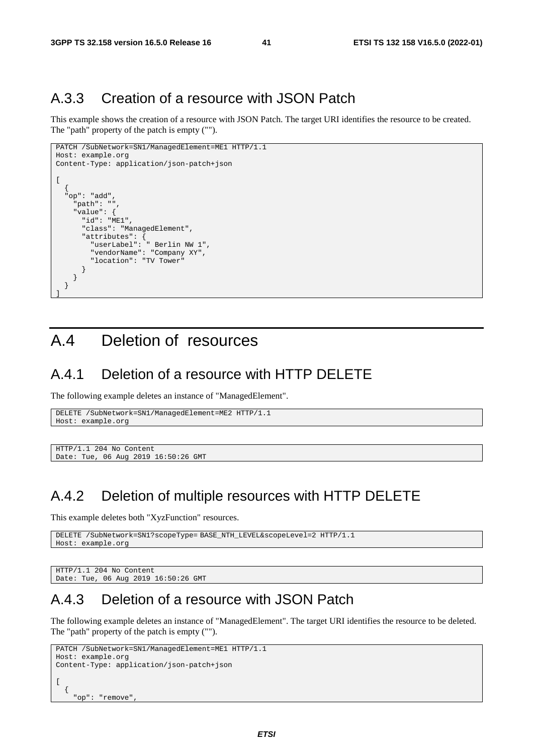## A.3.3 Creation of a resource with JSON Patch

This example shows the creation of a resource with JSON Patch. The target URI identifies the resource to be created. The "path" property of the patch is empty ("").

```
PATCH /SubNetwork=SN1/ManagedElement=ME1 HTTP/1.1
Host: example.org
Content-Type: application/json-patch+json

[
  {
  "op": "add",
    "path": "",
    "value": {
      "id": "ME1",
      "class": "ManagedElement",
      "attributes": {
        "userLabel": " Berlin NW 1",
        "vendorName": "Company XY",
        "location": "TV Tower"
      }
    }
  }
]
```

# A.4 Deletion of resources

## A.4.1 Deletion of a resource with HTTP DELETE

The following example deletes an instance of "ManagedElement".

```
DELETE /SubNetwork=SN1/ManagedElement=ME2 HTTP/1.1
Host: example.org
```

```
HTTP/1.1 204 No Content
Date: Tue, 06 Aug 2019 16:50:26 GMT
```

## A.4.2 Deletion of multiple resources with HTTP DELETE

This example deletes both "XyzFunction" resources.

```
DELETE /SubNetwork=SN1?scopeType= BASE_NTH_LEVEL&scopeLevel=2 HTTP/1.1
Host: example.org
```

```
HTTP/1.1 204 No Content
Date: Tue, 06 Aug 2019 16:50:26 GMT
```

## A.4.3 Deletion of a resource with JSON Patch

The following example deletes an instance of "ManagedElement". The target URI identifies the resource to be deleted. The "path" property of the patch is empty ("").

```
PATCH /SubNetwork=SN1/ManagedElement=ME1 HTTP/1.1
Host: example.org
Content-Type: application/json-patch+json

[
  {
    "op": "remove",
```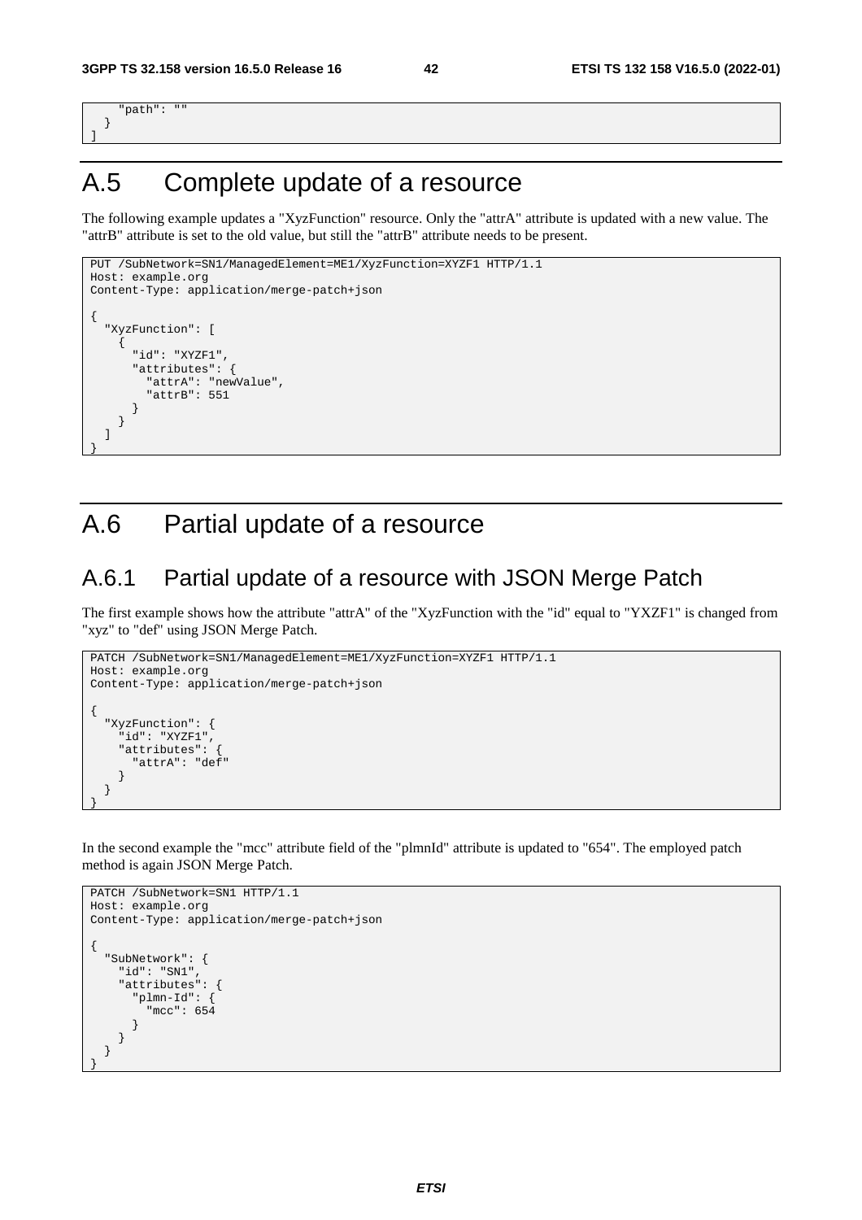```
    "path": ""
  }
]
```

# A.5 Complete update of a resource

The following example updates a "XyzFunction" resource. Only the "attrA" attribute is updated with a new value. The "attrB" attribute is set to the old value, but still the "attrB" attribute needs to be present.

```
PUT /SubNetwork=SN1/ManagedElement=ME1/XyzFunction=XYZF1 HTTP/1.1
Host: example.org
Content-Type: application/merge-patch+json

{
  "XyzFunction": [
    {
      "id": "XYZF1",
      "attributes": {
        "attrA": "newValue",
        "attrB": 551
      }
    }
  ]
}
```

# A.6 Partial update of a resource

## A.6.1 Partial update of a resource with JSON Merge Patch

The first example shows how the attribute "attrA" of the "XyzFunction with the "id" equal to "YXZF1" is changed from "xyz" to "def" using JSON Merge Patch.

```
PATCH /SubNetwork=SN1/ManagedElement=ME1/XyzFunction=XYZF1 HTTP/1.1
Host: example.org
Content-Type: application/merge-patch+json

{
  "XyzFunction": {
    "id": "XYZF1",
    "attributes": {
      "attrA": "def"
    }
  }
}
```

In the second example the "mcc" attribute field of the "plmnId" attribute is updated to "654". The employed patch method is again JSON Merge Patch.

```
PATCH /SubNetwork=SN1 HTTP/1.1
Host: example.org
Content-Type: application/merge-patch+json

{
  "SubNetwork": {
    "id": "SN1",
    "attributes": {
      "plmn-Id": {
        "mcc": 654
      }
    }
  }
}
```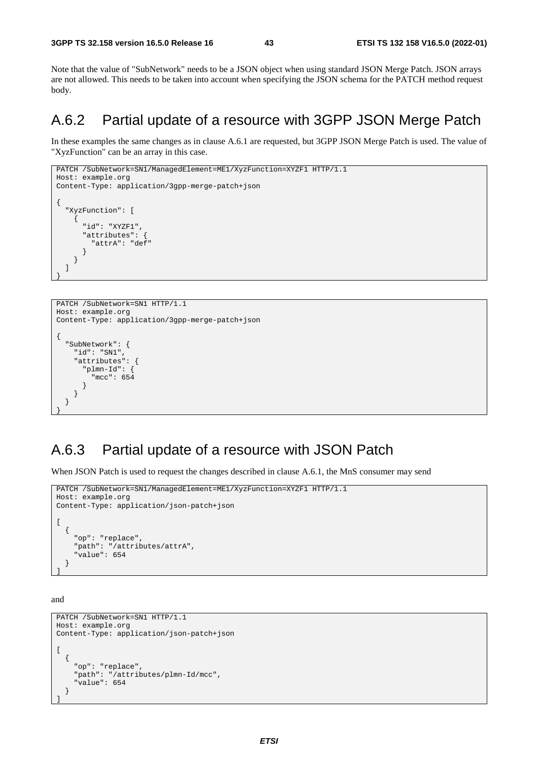Note that the value of "SubNetwork" needs to be a JSON object when using standard JSON Merge Patch. JSON arrays are not allowed. This needs to be taken into account when specifying the JSON schema for the PATCH method request body.

## A.6.2 Partial update of a resource with 3GPP JSON Merge Patch

In these examples the same changes as in clause A.6.1 are requested, but 3GPP JSON Merge Patch is used. The value of "XyzFunction" can be an array in this case.

```
PATCH /SubNetwork=SN1/ManagedElement=ME1/XyzFunction=XYZF1 HTTP/1.1
Host: example.org
Content-Type: application/3gpp-merge-patch+json

{
  "XyzFunction": [
    {
      "id": "XYZF1",
      "attributes": {
        "attrA": "def"
      }
    }
  ]
}
```

```
PATCH /SubNetwork=SN1 HTTP/1.1
Host: example.org
Content-Type: application/3gpp-merge-patch+json

{
  "SubNetwork": {
    "id": "SN1",
    "attributes": {
      "plmn-Id": {
        "mcc": 654
      }
    }
  }
}
```

## A.6.3 Partial update of a resource with JSON Patch

When JSON Patch is used to request the changes described in clause A.6.1, the MnS consumer may send

```
PATCH /SubNetwork=SN1/ManagedElement=ME1/XyzFunction=XYZF1 HTTP/1.1
Host: example.org
Content-Type: application/json-patch+json

[
  {
    "op": "replace",
    "path": "/attributes/attrA",
    "value": 654
  }
]
```

and

```
PATCH /SubNetwork=SN1 HTTP/1.1
Host: example.org
Content-Type: application/json-patch+json

[
  {
    "op": "replace",
    "path": "/attributes/plmn-Id/mcc",
    "value": 654
  }
]
```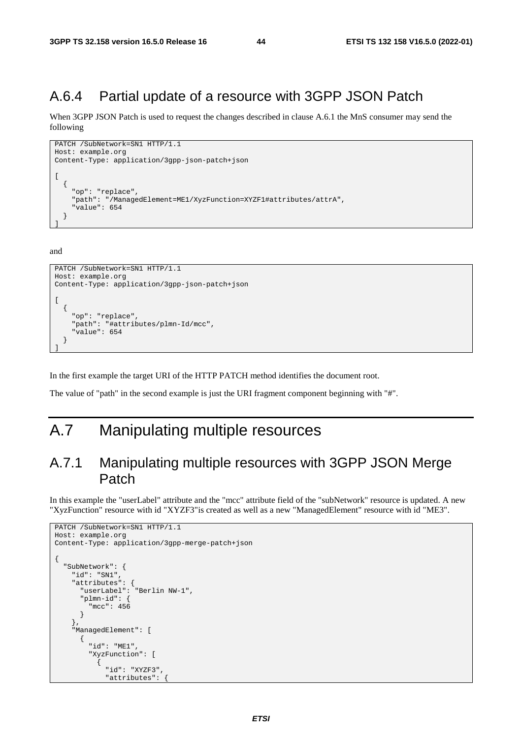## A.6.4 Partial update of a resource with 3GPP JSON Patch

When 3GPP JSON Patch is used to request the changes described in clause A.6.1 the MnS consumer may send the following

```
PATCH /SubNetwork=SN1 HTTP/1.1
Host: example.org
Content-Type: application/3gpp-json-patch+json

[
  {
    "op": "replace",
    "path": "/ManagedElement=ME1/XyzFunction=XYZF1#attributes/attrA",
    "value": 654
  }
]
```

and

```
PATCH /SubNetwork=SN1 HTTP/1.1
Host: example.org
Content-Type: application/3gpp-json-patch+json

[
  {
    "op": "replace",
    "path": "#attributes/plmn-Id/mcc",
    "value": 654
  }
]
```

In the first example the target URI of the HTTP PATCH method identifies the document root.

The value of "path" in the second example is just the URI fragment component beginning with "#".

# A.7 Manipulating multiple resources

## A.7.1 Manipulating multiple resources with 3GPP JSON Merge Patch

In this example the "userLabel" attribute and the "mcc" attribute field of the "subNetwork" resource is updated. A new "XyzFunction" resource with id "XYZF3"is created as well as a new "ManagedElement" resource with id "ME3".

```
PATCH /SubNetwork=SN1 HTTP/1.1
Host: example.org
Content-Type: application/3gpp-merge-patch+json

{
  "SubNetwork": {
    "id": "SN1",
    "attributes": {
      "userLabel": "Berlin NW-1",
      "plmn-id": {
        "mcc": 456
      }
    },
    "ManagedElement": [
      {
        "id": "ME1",
        "XyzFunction": [
          {
            "id": "XYZF3",
            "attributes": {
```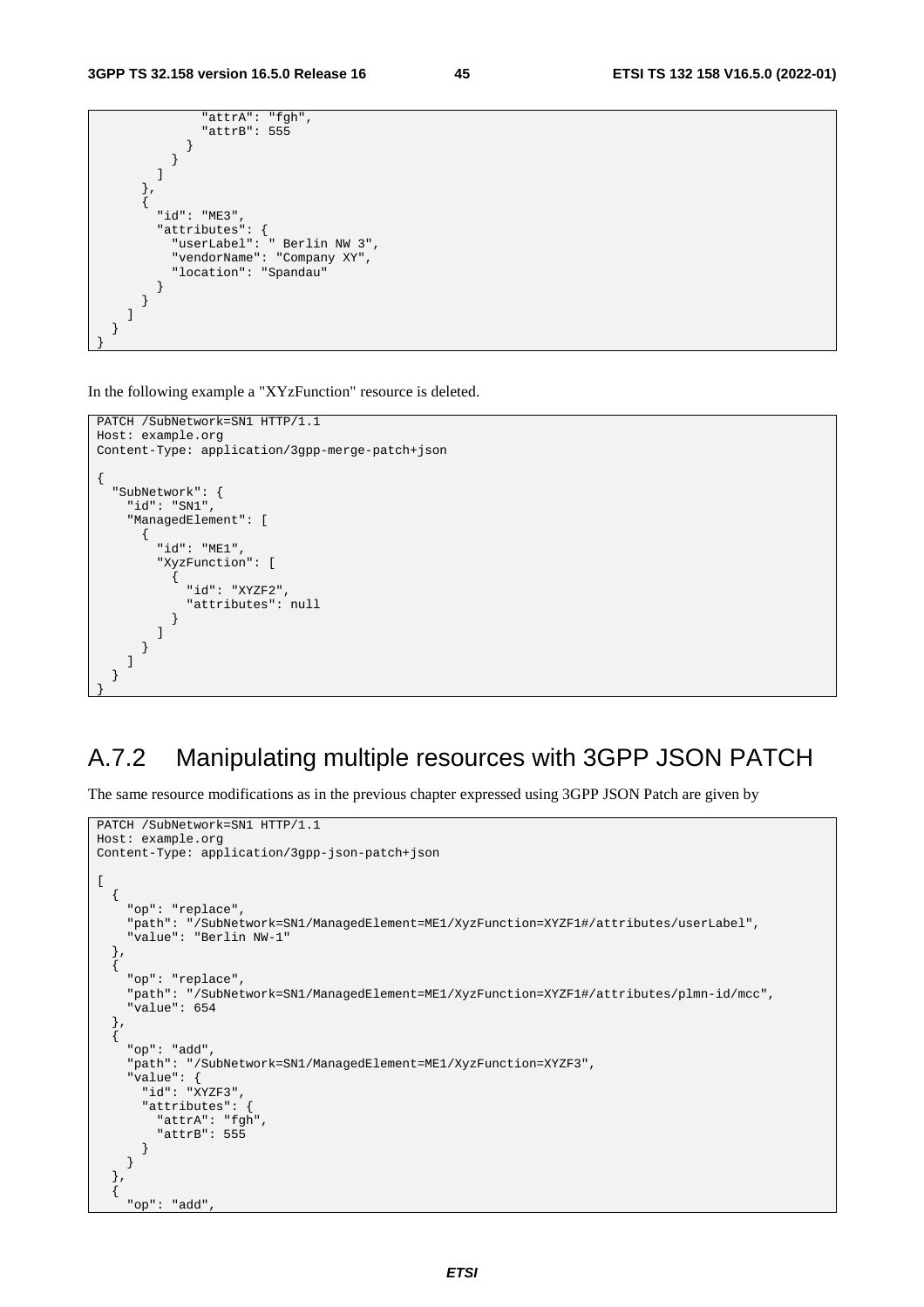```
              "attrA": "fgh",
              "attrB": 555
            }
          }
        ]
      },
      {
        "id": "ME3",
        "attributes": {
          "userLabel": " Berlin NW 3",
          "vendorName": "Company XY",
          "location": "Spandau"
        }
      }
    ]
  }
}
```

In the following example a "XYzFunction" resource is deleted.

```
PATCH /SubNetwork=SN1 HTTP/1.1
Host: example.org
Content-Type: application/3gpp-merge-patch+json

{
  "SubNetwork": {
    "id": "SN1",
    "ManagedElement": [
      {
        "id": "ME1",
        "XyzFunction": [
          {
            "id": "XYZF2",
            "attributes": null
          }
        ]
      }
    ]
  }
}
```

## A.7.2 Manipulating multiple resources with 3GPP JSON PATCH

The same resource modifications as in the previous chapter expressed using 3GPP JSON Patch are given by

```
PATCH /SubNetwork=SN1 HTTP/1.1
Host: example.org
Content-Type: application/3gpp-json-patch+json

[
  {
    "op": "replace",
    "path": "/SubNetwork=SN1/ManagedElement=ME1/XyzFunction=XYZF1#/attributes/userLabel",
    "value": "Berlin NW-1"
  },
  {
    "op": "replace",
    "path": "/SubNetwork=SN1/ManagedElement=ME1/XyzFunction=XYZF1#/attributes/plmn-id/mcc",
    "value": 654
  },
  {
    "op": "add",
    "path": "/SubNetwork=SN1/ManagedElement=ME1/XyzFunction=XYZF3",
    "value": {
      "id": "XYZF3",
      "attributes": {
        "attrA": "fgh",
        "attrB": 555
      }
    }
  },
  {
    "op": "add",
```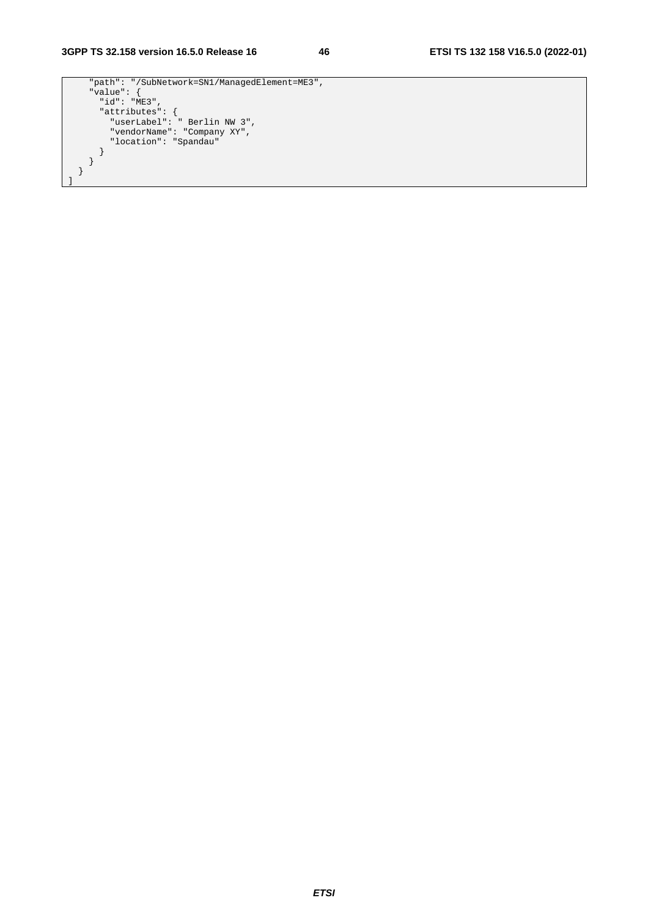```
    "path": "/SubNetwork=SN1/ManagedElement=ME3",
    "value": {
      "id": "ME3",
      "attributes": {
        "userLabel": " Berlin NW 3",
        "vendorName": "Company XY",
        "location": "Spandau"
      }
    }
  }
]
```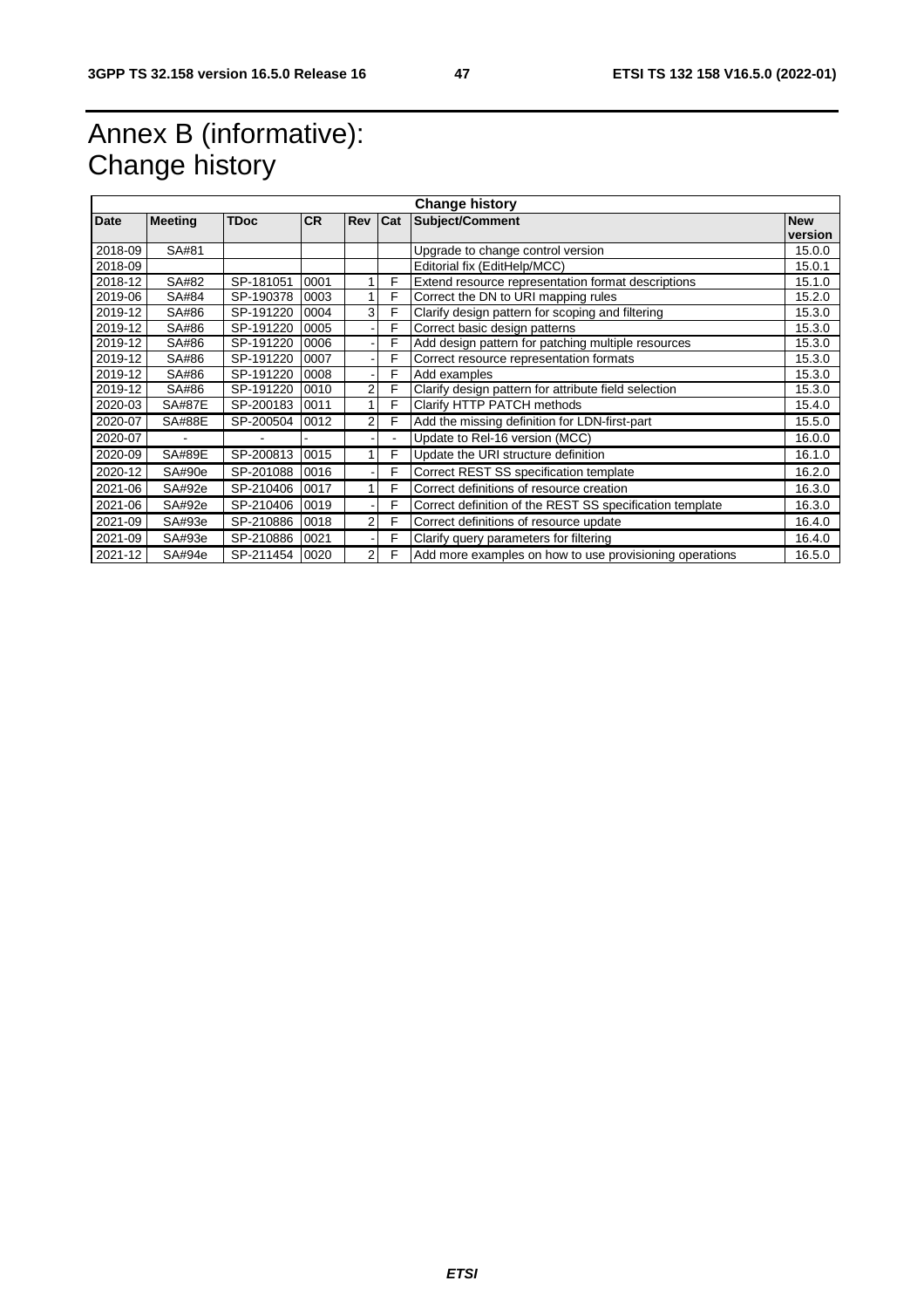# Annex B (informative): Change history

| Change history | | | | | | | |
|---|---|---|---|---|---|---|---|
| **Date** | **Meeting** | **TDoc** | **CR** | **Rev** | **Cat** | **Subject/Comment** | **New version** |
| 2018-09 | SA#81 | | | | | Upgrade to change control version | 15.0.0 |
| 2018-09 | | | | | | Editorial fix (EditHelp/MCC) | 15.0.1 |
| 2018-12 | SA#82 | SP-181051 | 0001 | 1 | F | Extend resource representation format descriptions | 15.1.0 |
| 2019-06 | SA#84 | SP-190378 | 0003 | 1 | F | Correct the DN to URI mapping rules | 15.2.0 |
| 2019-12 | SA#86 | SP-191220 | 0004 | 3 | F | Clarify design pattern for scoping and filtering | 15.3.0 |
| 2019-12 | SA#86 | SP-191220 | 0005 | - | F | Correct basic design patterns | 15.3.0 |
| 2019-12 | SA#86 | SP-191220 | 0006 | - | F | Add design pattern for patching multiple resources | 15.3.0 |
| 2019-12 | SA#86 | SP-191220 | 0007 | - | F | Correct resource representation formats | 15.3.0 |
| 2019-12 | SA#86 | SP-191220 | 0008 | - | F | Add examples | 15.3.0 |
| 2019-12 | SA#86 | SP-191220 | 0010 | 2 | F | Clarify design pattern for attribute field selection | 15.3.0 |
| 2020-03 | SA#87E | SP-200183 | 0011 | 1 | F | Clarify HTTP PATCH methods | 15.4.0 |
| 2020-07 | SA#88E | SP-200504 | 0012 | 2 | F | Add the missing definition for LDN-first-part | 15.5.0 |
| 2020-07 | - | - | - | - | - | Update to Rel-16 version (MCC) | 16.0.0 |
| 2020-09 | SA#89E | SP-200813 | 0015 | 1 | F | Update the URI structure definition | 16.1.0 |
| 2020-12 | SA#90e | SP-201088 | 0016 | - | F | Correct REST SS specification template | 16.2.0 |
| 2021-06 | SA#92e | SP-210406 | 0017 | 1 | F | Correct definitions of resource creation | 16.3.0 |
| 2021-06 | SA#92e | SP-210406 | 0019 | - | F | Correct definition of the REST SS specification template | 16.3.0 |
| 2021-09 | SA#93e | SP-210886 | 0018 | 2 | F | Correct definitions of resource update | 16.4.0 |
| 2021-09 | SA#93e | SP-210886 | 0021 | - | F | Clarify query parameters for filtering | 16.4.0 |
| 2021-12 | SA#94e | SP-211454 | 0020 | 2 | F | Add more examples on how to use provisioning operations | 16.5.0 |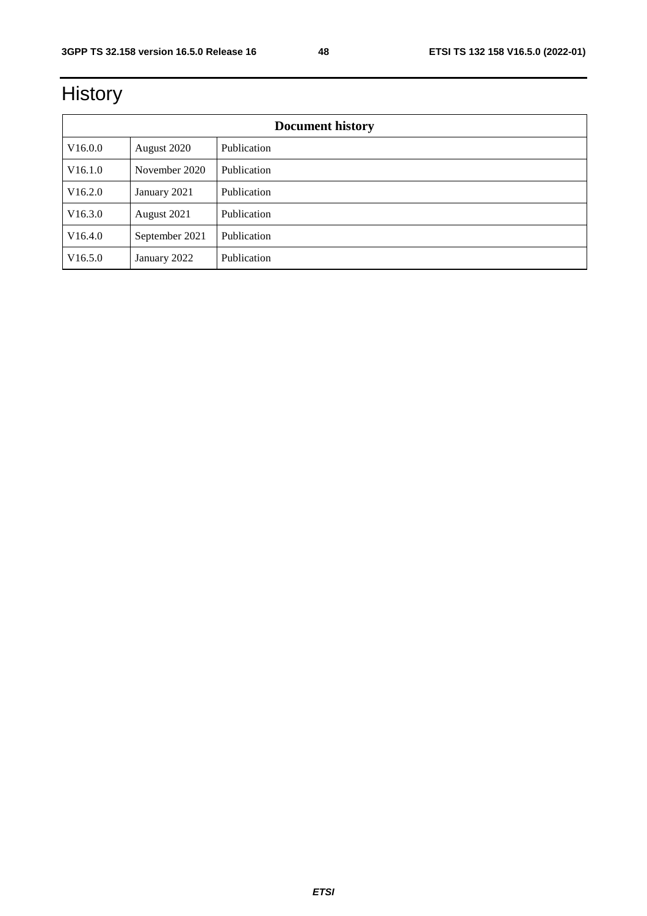# History

| Document history | | |
|---|---|---|
| V16.0.0 | August 2020 | Publication |
| V16.1.0 | November 2020 | Publication |
| V16.2.0 | January 2021 | Publication |
| V16.3.0 | August 2021 | Publication |
| V16.4.0 | September 2021 | Publication |
| V16.5.0 | January 2022 | Publication |